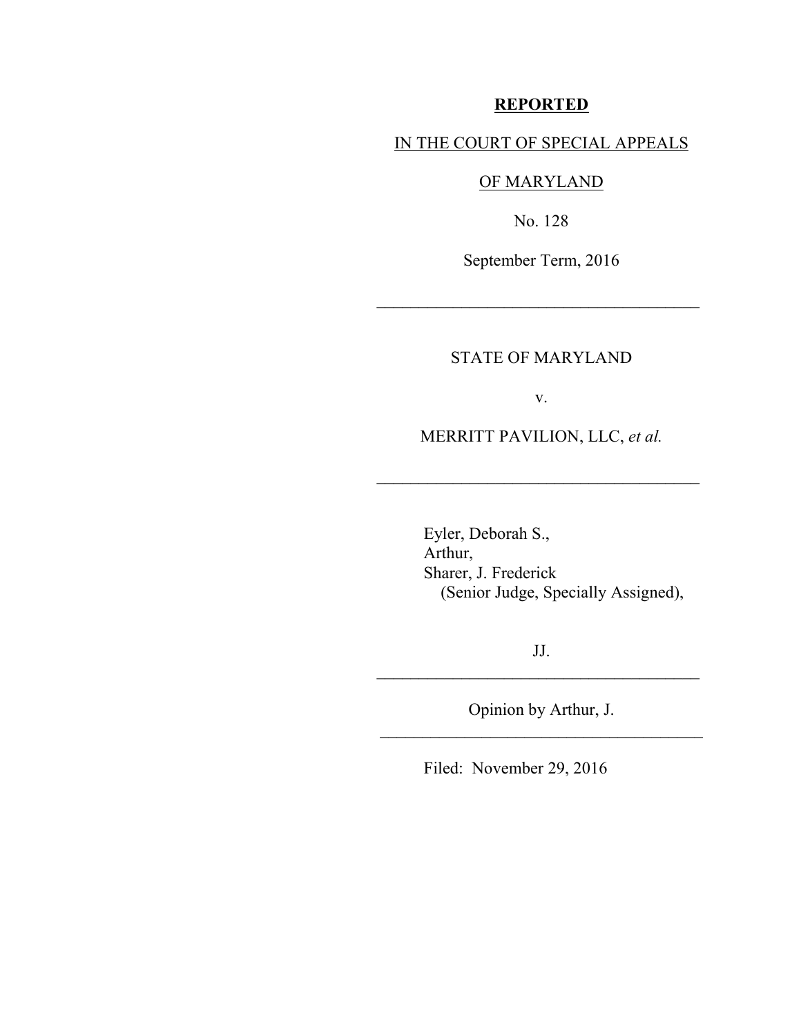**REPORTED**

IN THE COURT OF SPECIAL APPEALS

OF MARYLAND

No. 128

September Term, 2016

---

STATE OF MARYLAND

v.

MERRITT PAVILION, LLC, *et al.*

---

Eyler, Deborah S.,
Arthur,
Sharer, J. Frederick
(Senior Judge, Specially Assigned),

JJ.

---

Opinion by Arthur, J.

---

Filed: November 29, 2016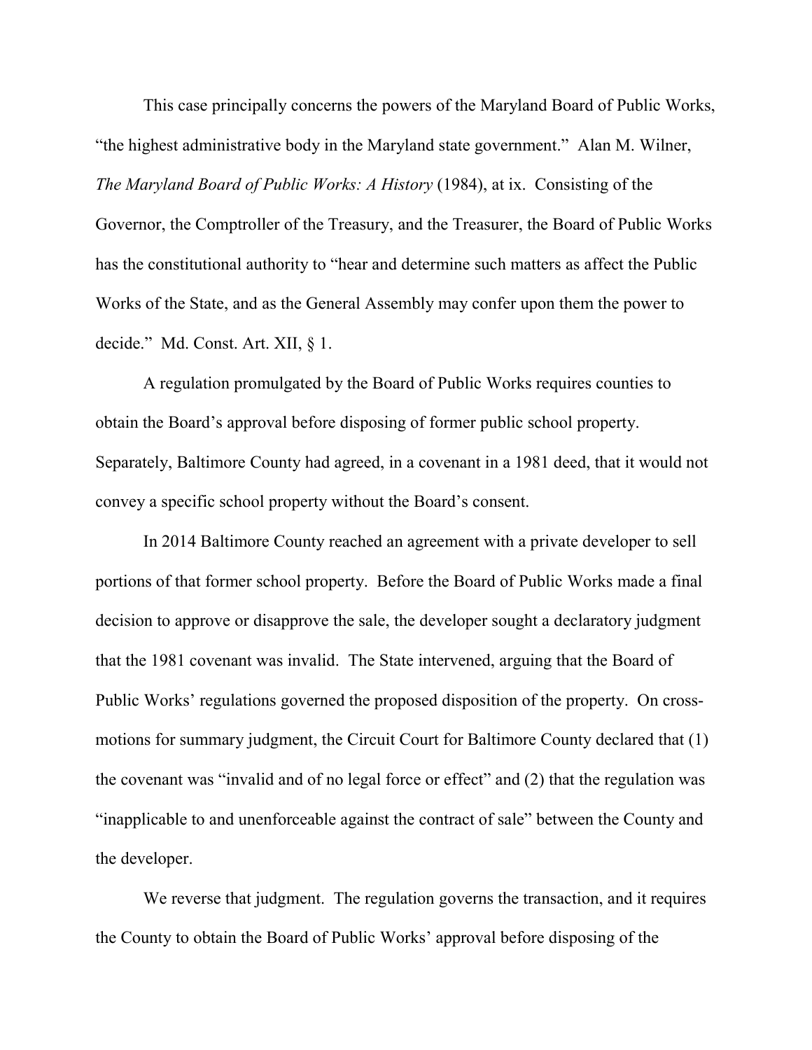This case principally concerns the powers of the Maryland Board of Public Works, "the highest administrative body in the Maryland state government." Alan M. Wilner, *The Maryland Board of Public Works: A History* (1984), at ix. Consisting of the Governor, the Comptroller of the Treasury, and the Treasurer, the Board of Public Works has the constitutional authority to "hear and determine such matters as affect the Public Works of the State, and as the General Assembly may confer upon them the power to decide." Md. Const. Art. XII, § 1.

A regulation promulgated by the Board of Public Works requires counties to obtain the Board's approval before disposing of former public school property. Separately, Baltimore County had agreed, in a covenant in a 1981 deed, that it would not convey a specific school property without the Board's consent.

In 2014 Baltimore County reached an agreement with a private developer to sell portions of that former school property. Before the Board of Public Works made a final decision to approve or disapprove the sale, the developer sought a declaratory judgment that the 1981 covenant was invalid. The State intervened, arguing that the Board of Public Works' regulations governed the proposed disposition of the property. On cross-motions for summary judgment, the Circuit Court for Baltimore County declared that (1) the covenant was "invalid and of no legal force or effect" and (2) that the regulation was "inapplicable to and unenforceable against the contract of sale" between the County and the developer.

We reverse that judgment. The regulation governs the transaction, and it requires the County to obtain the Board of Public Works' approval before disposing of the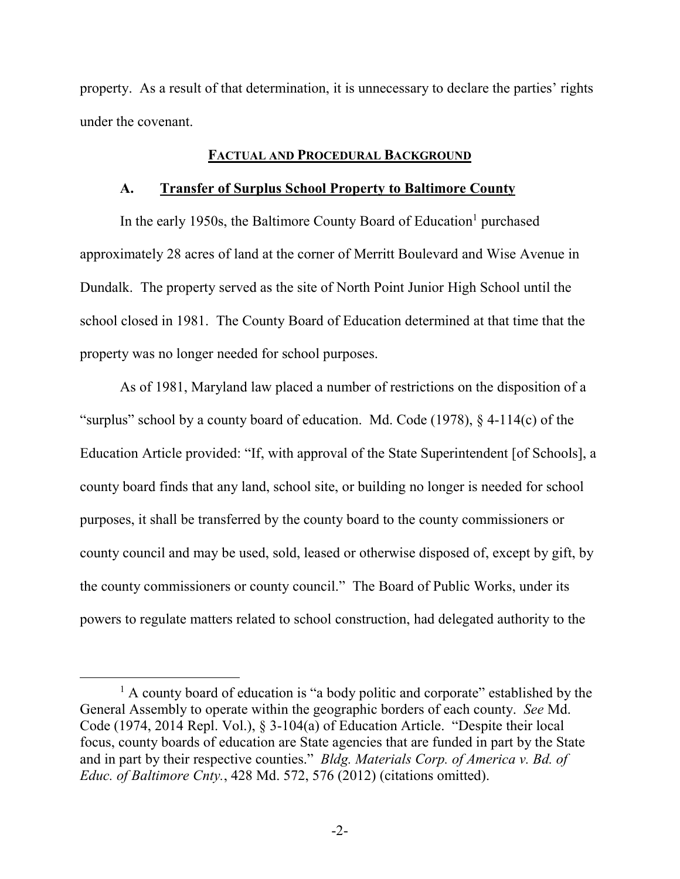property. As a result of that determination, it is unnecessary to declare the parties' rights under the covenant.

## FACTUAL AND PROCEDURAL BACKGROUND

### A. Transfer of Surplus School Property to Baltimore County

In the early 1950s, the Baltimore County Board of Education[1] purchased approximately 28 acres of land at the corner of Merritt Boulevard and Wise Avenue in Dundalk. The property served as the site of North Point Junior High School until the school closed in 1981. The County Board of Education determined at that time that the property was no longer needed for school purposes.

As of 1981, Maryland law placed a number of restrictions on the disposition of a "surplus" school by a county board of education. Md. Code (1978), § 4-114(c) of the Education Article provided: "If, with approval of the State Superintendent [of Schools], a county board finds that any land, school site, or building no longer is needed for school purposes, it shall be transferred by the county board to the county commissioners or county council and may be used, sold, leased or otherwise disposed of, except by gift, by the county commissioners or county council." The Board of Public Works, under its powers to regulate matters related to school construction, had delegated authority to the

---

[1] A county board of education is "a body politic and corporate" established by the General Assembly to operate within the geographic borders of each county. *See* Md. Code (1974, 2014 Repl. Vol.), § 3-104(a) of Education Article. "Despite their local focus, county boards of education are State agencies that are funded in part by the State and in part by their respective counties." *Bldg. Materials Corp. of America v. Bd. of Educ. of Baltimore Cnty.*, 428 Md. 572, 576 (2012) (citations omitted).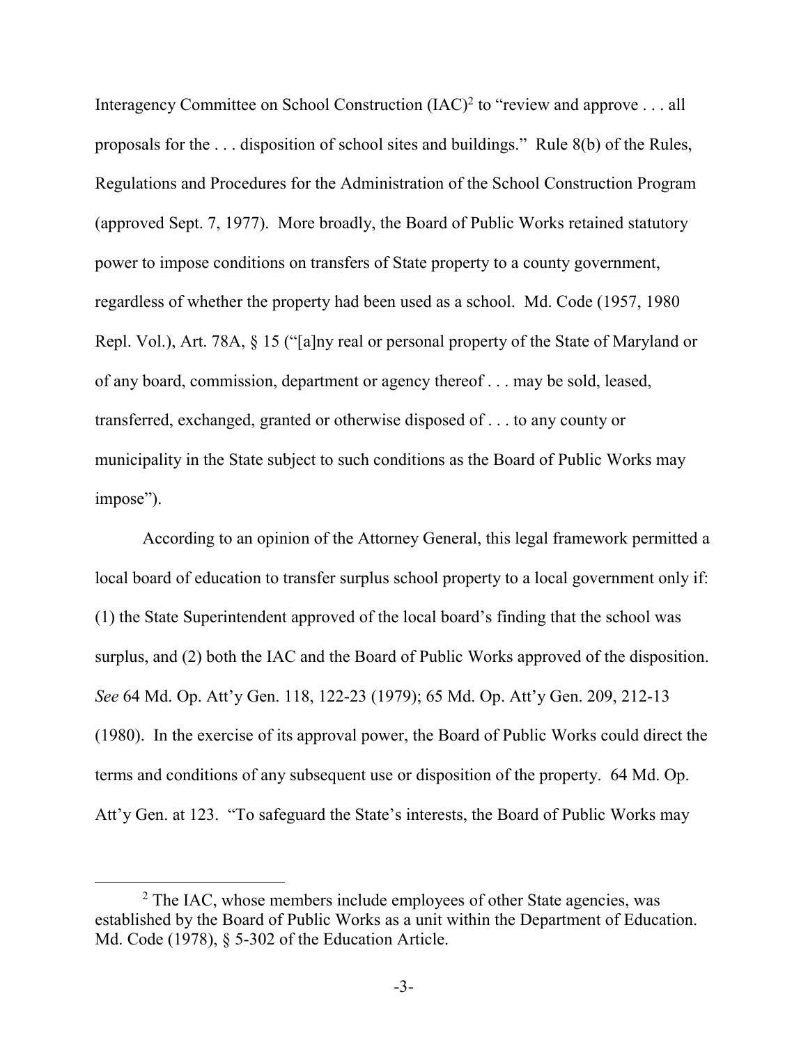Interagency Committee on School Construction (IAC)[2] to "review and approve . . . all proposals for the . . . disposition of school sites and buildings." Rule 8(b) of the Rules, Regulations and Procedures for the Administration of the School Construction Program (approved Sept. 7, 1977). More broadly, the Board of Public Works retained statutory power to impose conditions on transfers of State property to a county government, regardless of whether the property had been used as a school. Md. Code (1957, 1980 Repl. Vol.), Art. 78A, § 15 ("[a]ny real or personal property of the State of Maryland or of any board, commission, department or agency thereof . . . may be sold, leased, transferred, exchanged, granted or otherwise disposed of . . . to any county or municipality in the State subject to such conditions as the Board of Public Works may impose").

According to an opinion of the Attorney General, this legal framework permitted a local board of education to transfer surplus school property to a local government only if: (1) the State Superintendent approved of the local board's finding that the school was surplus, and (2) both the IAC and the Board of Public Works approved of the disposition. *See* 64 Md. Op. Att'y Gen. 118, 122-23 (1979); 65 Md. Op. Att'y Gen. 209, 212-13 (1980). In the exercise of its approval power, the Board of Public Works could direct the terms and conditions of any subsequent use or disposition of the property. 64 Md. Op. Att'y Gen. at 123. "To safeguard the State's interests, the Board of Public Works may

[2] The IAC, whose members include employees of other State agencies, was established by the Board of Public Works as a unit within the Department of Education. Md. Code (1978), § 5-302 of the Education Article.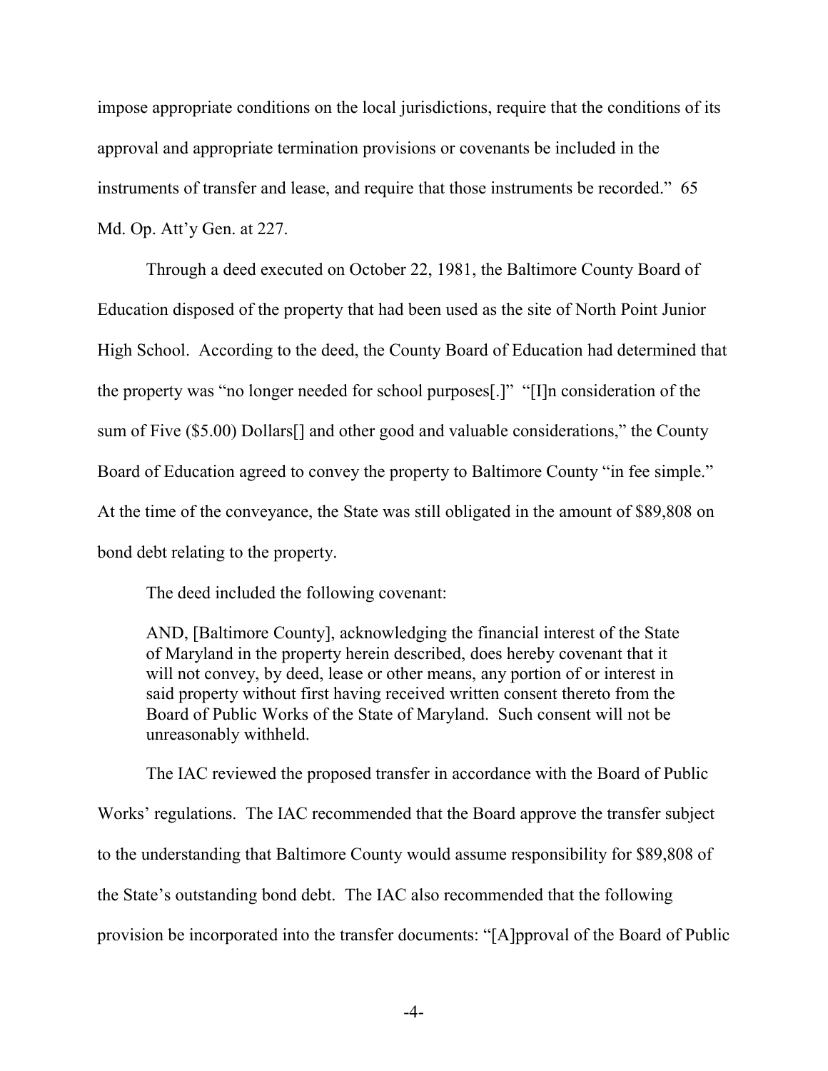impose appropriate conditions on the local jurisdictions, require that the conditions of its approval and appropriate termination provisions or covenants be included in the instruments of transfer and lease, and require that those instruments be recorded." 65 Md. Op. Att'y Gen. at 227.

Through a deed executed on October 22, 1981, the Baltimore County Board of Education disposed of the property that had been used as the site of North Point Junior High School. According to the deed, the County Board of Education had determined that the property was "no longer needed for school purposes[.]" "[I]n consideration of the sum of Five ($5.00) Dollars[] and other good and valuable considerations," the County Board of Education agreed to convey the property to Baltimore County "in fee simple." At the time of the conveyance, the State was still obligated in the amount of $89,808 on bond debt relating to the property.

The deed included the following covenant:

> AND, [Baltimore County], acknowledging the financial interest of the State of Maryland in the property herein described, does hereby covenant that it will not convey, by deed, lease or other means, any portion of or interest in said property without first having received written consent thereto from the Board of Public Works of the State of Maryland. Such consent will not be unreasonably withheld.

The IAC reviewed the proposed transfer in accordance with the Board of Public Works' regulations. The IAC recommended that the Board approve the transfer subject to the understanding that Baltimore County would assume responsibility for $89,808 of the State's outstanding bond debt. The IAC also recommended that the following provision be incorporated into the transfer documents: "[A]pproval of the Board of Public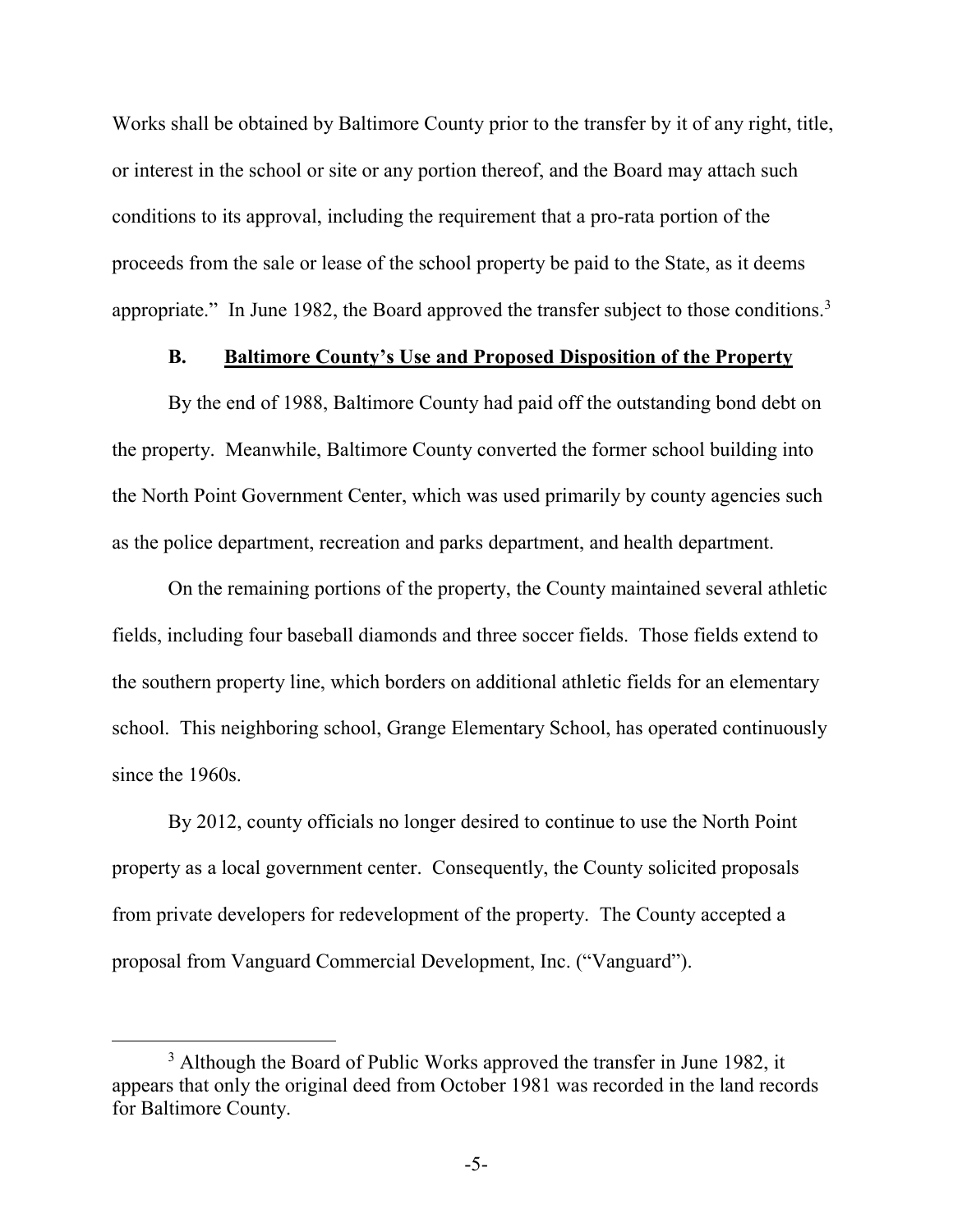Works shall be obtained by Baltimore County prior to the transfer by it of any right, title, or interest in the school or site or any portion thereof, and the Board may attach such conditions to its approval, including the requirement that a pro-rata portion of the proceeds from the sale or lease of the school property be paid to the State, as it deems appropriate." In June 1982, the Board approved the transfer subject to those conditions.[3]

### B. Baltimore County's Use and Proposed Disposition of the Property

By the end of 1988, Baltimore County had paid off the outstanding bond debt on the property. Meanwhile, Baltimore County converted the former school building into the North Point Government Center, which was used primarily by county agencies such as the police department, recreation and parks department, and health department.

On the remaining portions of the property, the County maintained several athletic fields, including four baseball diamonds and three soccer fields. Those fields extend to the southern property line, which borders on additional athletic fields for an elementary school. This neighboring school, Grange Elementary School, has operated continuously since the 1960s.

By 2012, county officials no longer desired to continue to use the North Point property as a local government center. Consequently, the County solicited proposals from private developers for redevelopment of the property. The County accepted a proposal from Vanguard Commercial Development, Inc. ("Vanguard").

---

[3] Although the Board of Public Works approved the transfer in June 1982, it appears that only the original deed from October 1981 was recorded in the land records for Baltimore County.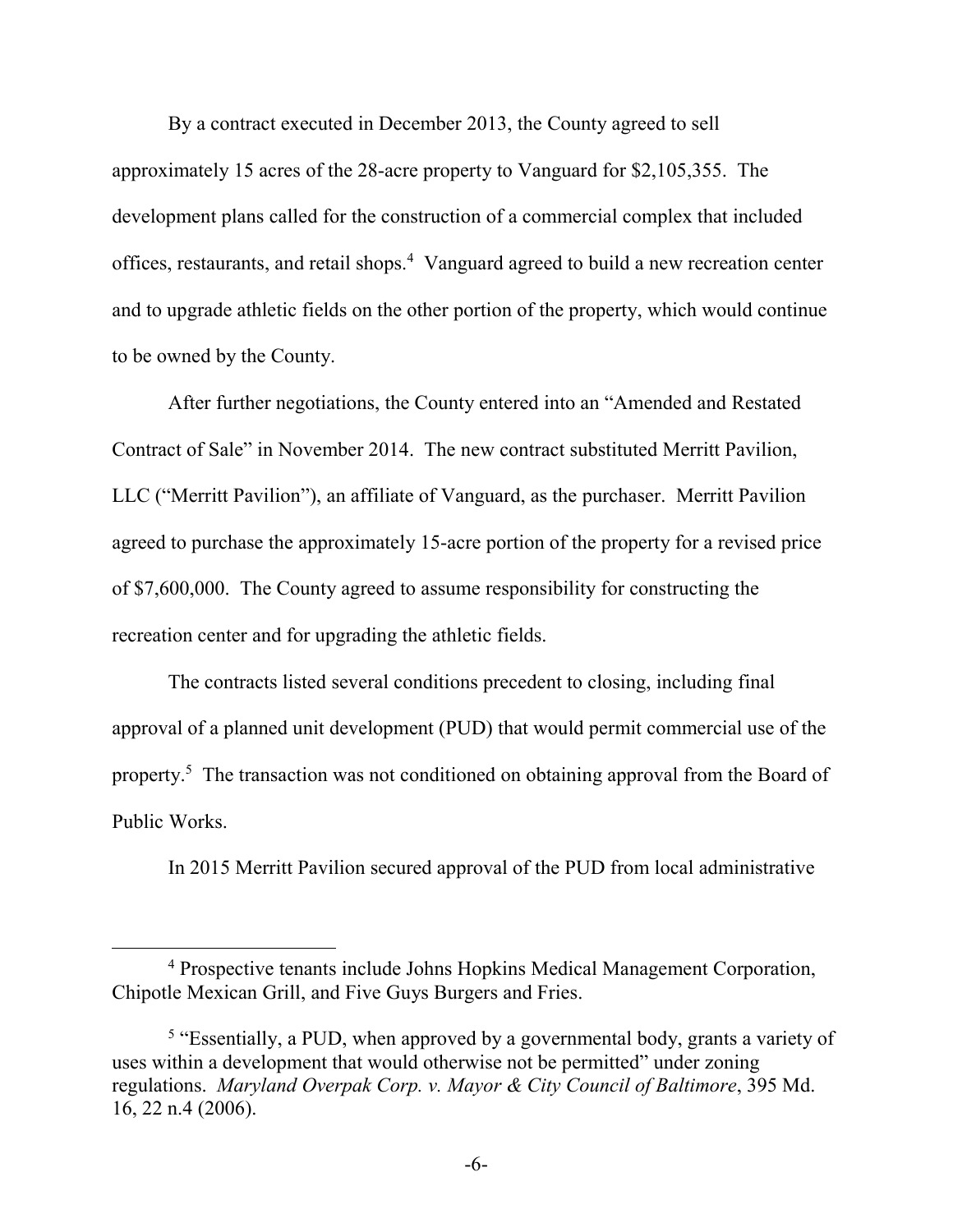By a contract executed in December 2013, the County agreed to sell approximately 15 acres of the 28-acre property to Vanguard for $2,105,355. The development plans called for the construction of a commercial complex that included offices, restaurants, and retail shops.[4] Vanguard agreed to build a new recreation center and to upgrade athletic fields on the other portion of the property, which would continue to be owned by the County.

After further negotiations, the County entered into an "Amended and Restated Contract of Sale" in November 2014. The new contract substituted Merritt Pavilion, LLC ("Merritt Pavilion"), an affiliate of Vanguard, as the purchaser. Merritt Pavilion agreed to purchase the approximately 15-acre portion of the property for a revised price of $7,600,000. The County agreed to assume responsibility for constructing the recreation center and for upgrading the athletic fields.

The contracts listed several conditions precedent to closing, including final approval of a planned unit development (PUD) that would permit commercial use of the property.[5] The transaction was not conditioned on obtaining approval from the Board of Public Works.

In 2015 Merritt Pavilion secured approval of the PUD from local administrative

---

[4] Prospective tenants include Johns Hopkins Medical Management Corporation, Chipotle Mexican Grill, and Five Guys Burgers and Fries.

[5] "Essentially, a PUD, when approved by a governmental body, grants a variety of uses within a development that would otherwise not be permitted" under zoning regulations. *Maryland Overpak Corp. v. Mayor & City Council of Baltimore*, 395 Md. 16, 22 n.4 (2006).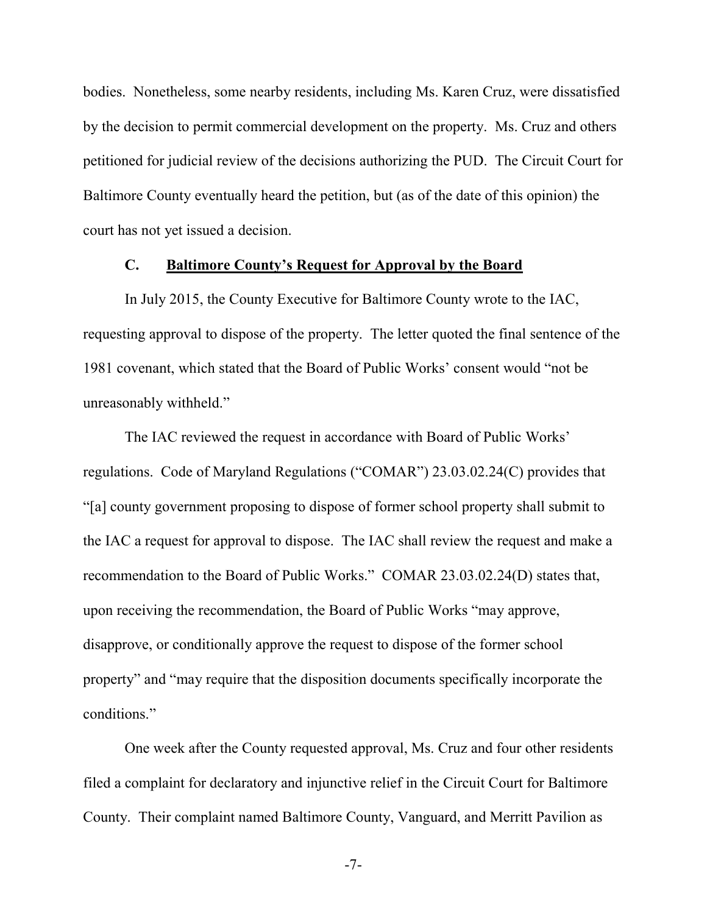bodies. Nonetheless, some nearby residents, including Ms. Karen Cruz, were dissatisfied by the decision to permit commercial development on the property. Ms. Cruz and others petitioned for judicial review of the decisions authorizing the PUD. The Circuit Court for Baltimore County eventually heard the petition, but (as of the date of this opinion) the court has not yet issued a decision.

### C. Baltimore County's Request for Approval by the Board

In July 2015, the County Executive for Baltimore County wrote to the IAC, requesting approval to dispose of the property. The letter quoted the final sentence of the 1981 covenant, which stated that the Board of Public Works' consent would "not be unreasonably withheld."

The IAC reviewed the request in accordance with Board of Public Works' regulations. Code of Maryland Regulations ("COMAR") 23.03.02.24(C) provides that "[a] county government proposing to dispose of former school property shall submit to the IAC a request for approval to dispose. The IAC shall review the request and make a recommendation to the Board of Public Works." COMAR 23.03.02.24(D) states that, upon receiving the recommendation, the Board of Public Works "may approve, disapprove, or conditionally approve the request to dispose of the former school property" and "may require that the disposition documents specifically incorporate the conditions."

One week after the County requested approval, Ms. Cruz and four other residents filed a complaint for declaratory and injunctive relief in the Circuit Court for Baltimore County. Their complaint named Baltimore County, Vanguard, and Merritt Pavilion as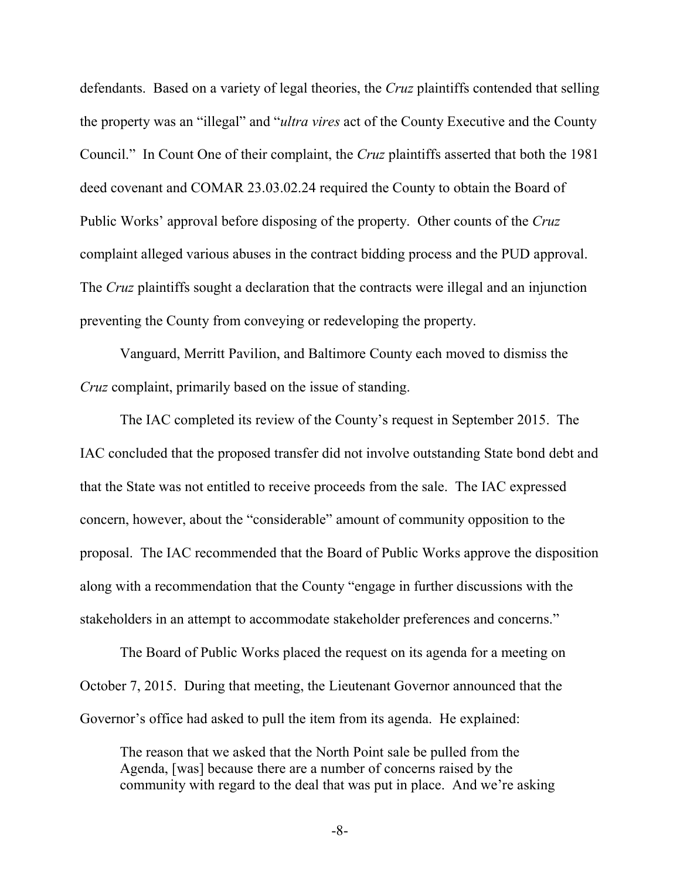defendants. Based on a variety of legal theories, the *Cruz* plaintiffs contended that selling the property was an "illegal" and "*ultra vires* act of the County Executive and the County Council." In Count One of their complaint, the *Cruz* plaintiffs asserted that both the 1981 deed covenant and COMAR 23.03.02.24 required the County to obtain the Board of Public Works' approval before disposing of the property. Other counts of the *Cruz* complaint alleged various abuses in the contract bidding process and the PUD approval. The *Cruz* plaintiffs sought a declaration that the contracts were illegal and an injunction preventing the County from conveying or redeveloping the property.

Vanguard, Merritt Pavilion, and Baltimore County each moved to dismiss the *Cruz* complaint, primarily based on the issue of standing.

The IAC completed its review of the County's request in September 2015. The IAC concluded that the proposed transfer did not involve outstanding State bond debt and that the State was not entitled to receive proceeds from the sale. The IAC expressed concern, however, about the "considerable" amount of community opposition to the proposal. The IAC recommended that the Board of Public Works approve the disposition along with a recommendation that the County "engage in further discussions with the stakeholders in an attempt to accommodate stakeholder preferences and concerns."

The Board of Public Works placed the request on its agenda for a meeting on October 7, 2015. During that meeting, the Lieutenant Governor announced that the Governor's office had asked to pull the item from its agenda. He explained:

> The reason that we asked that the North Point sale be pulled from the Agenda, [was] because there are a number of concerns raised by the community with regard to the deal that was put in place. And we're asking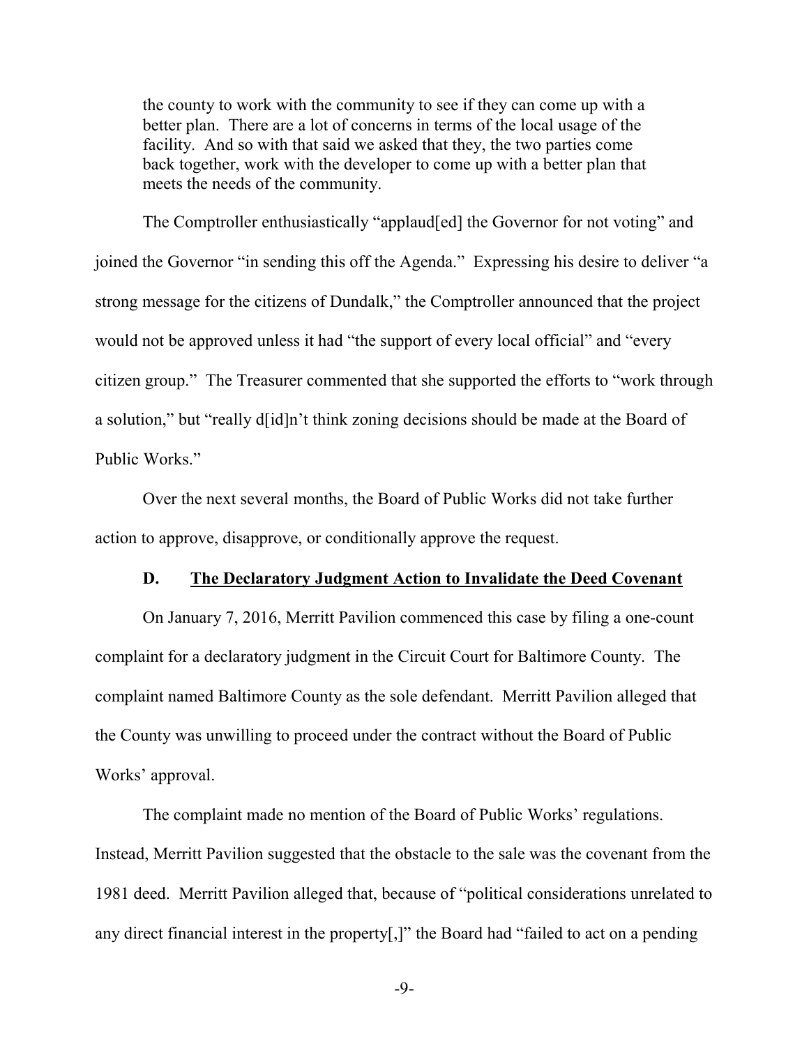> the county to work with the community to see if they can come up with a better plan. There are a lot of concerns in terms of the local usage of the facility. And so with that said we asked that they, the two parties come back together, work with the developer to come up with a better plan that meets the needs of the community.

The Comptroller enthusiastically "applaud[ed] the Governor for not voting" and joined the Governor "in sending this off the Agenda." Expressing his desire to deliver "a strong message for the citizens of Dundalk," the Comptroller announced that the project would not be approved unless it had "the support of every local official" and "every citizen group." The Treasurer commented that she supported the efforts to "work through a solution," but "really d[id]n't think zoning decisions should be made at the Board of Public Works."

Over the next several months, the Board of Public Works did not take further action to approve, disapprove, or conditionally approve the request.

### D. <u>The Declaratory Judgment Action to Invalidate the Deed Covenant</u>

On January 7, 2016, Merritt Pavilion commenced this case by filing a one-count complaint for a declaratory judgment in the Circuit Court for Baltimore County. The complaint named Baltimore County as the sole defendant. Merritt Pavilion alleged that the County was unwilling to proceed under the contract without the Board of Public Works' approval.

The complaint made no mention of the Board of Public Works' regulations. Instead, Merritt Pavilion suggested that the obstacle to the sale was the covenant from the 1981 deed. Merritt Pavilion alleged that, because of "political considerations unrelated to any direct financial interest in the property[,]" the Board had "failed to act on a pending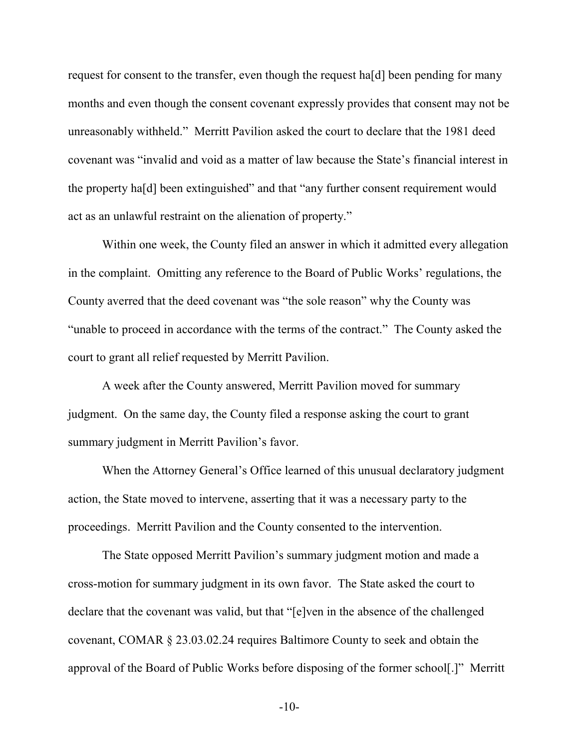request for consent to the transfer, even though the request ha[d] been pending for many months and even though the consent covenant expressly provides that consent may not be unreasonably withheld." Merritt Pavilion asked the court to declare that the 1981 deed covenant was "invalid and void as a matter of law because the State's financial interest in the property ha[d] been extinguished" and that "any further consent requirement would act as an unlawful restraint on the alienation of property."

Within one week, the County filed an answer in which it admitted every allegation in the complaint. Omitting any reference to the Board of Public Works' regulations, the County averred that the deed covenant was "the sole reason" why the County was "unable to proceed in accordance with the terms of the contract." The County asked the court to grant all relief requested by Merritt Pavilion.

A week after the County answered, Merritt Pavilion moved for summary judgment. On the same day, the County filed a response asking the court to grant summary judgment in Merritt Pavilion's favor.

When the Attorney General's Office learned of this unusual declaratory judgment action, the State moved to intervene, asserting that it was a necessary party to the proceedings. Merritt Pavilion and the County consented to the intervention.

The State opposed Merritt Pavilion's summary judgment motion and made a cross-motion for summary judgment in its own favor. The State asked the court to declare that the covenant was valid, but that "[e]ven in the absence of the challenged covenant, COMAR § 23.03.02.24 requires Baltimore County to seek and obtain the approval of the Board of Public Works before disposing of the former school[.]" Merritt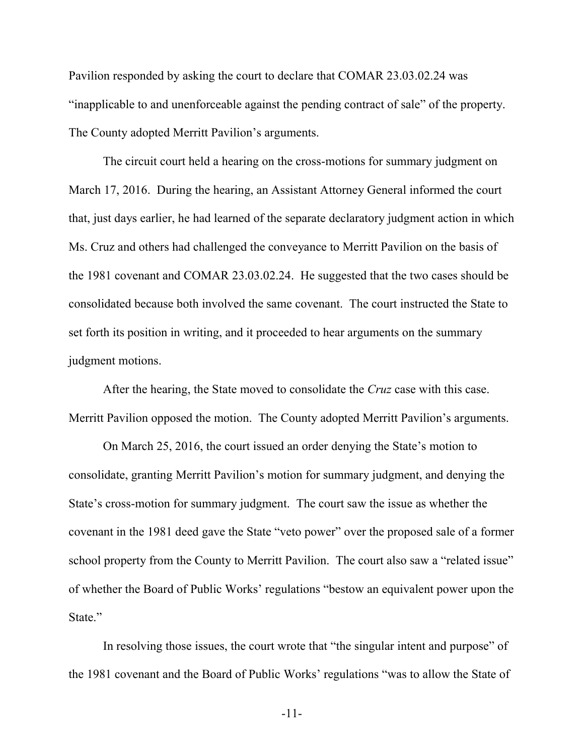Pavilion responded by asking the court to declare that COMAR 23.03.02.24 was "inapplicable to and unenforceable against the pending contract of sale" of the property. The County adopted Merritt Pavilion's arguments.

The circuit court held a hearing on the cross-motions for summary judgment on March 17, 2016. During the hearing, an Assistant Attorney General informed the court that, just days earlier, he had learned of the separate declaratory judgment action in which Ms. Cruz and others had challenged the conveyance to Merritt Pavilion on the basis of the 1981 covenant and COMAR 23.03.02.24. He suggested that the two cases should be consolidated because both involved the same covenant. The court instructed the State to set forth its position in writing, and it proceeded to hear arguments on the summary judgment motions.

After the hearing, the State moved to consolidate the *Cruz* case with this case. Merritt Pavilion opposed the motion. The County adopted Merritt Pavilion's arguments.

On March 25, 2016, the court issued an order denying the State's motion to consolidate, granting Merritt Pavilion's motion for summary judgment, and denying the State's cross-motion for summary judgment. The court saw the issue as whether the covenant in the 1981 deed gave the State "veto power" over the proposed sale of a former school property from the County to Merritt Pavilion. The court also saw a "related issue" of whether the Board of Public Works' regulations "bestow an equivalent power upon the State."

In resolving those issues, the court wrote that "the singular intent and purpose" of the 1981 covenant and the Board of Public Works' regulations "was to allow the State of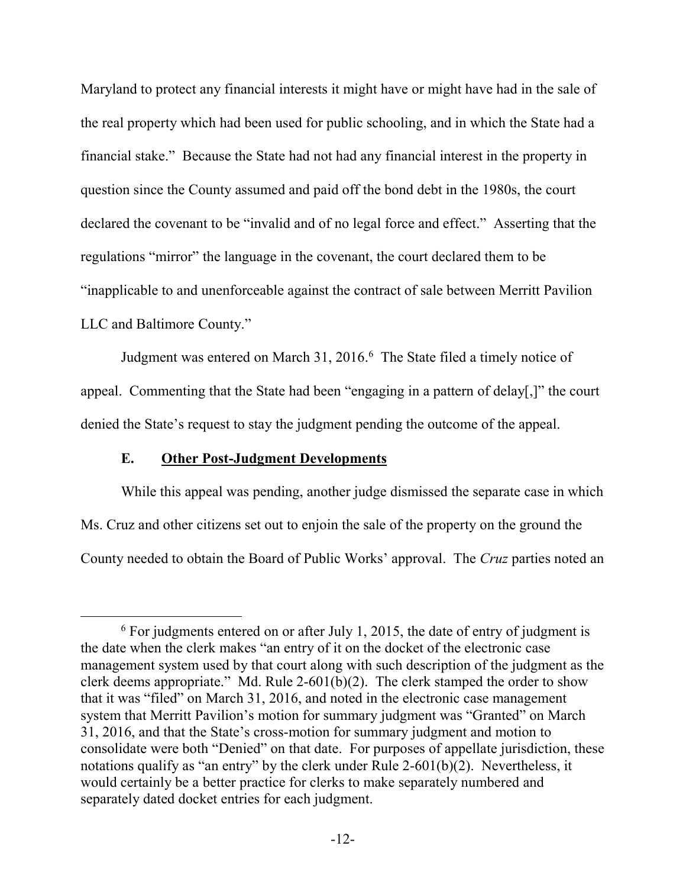Maryland to protect any financial interests it might have or might have had in the sale of the real property which had been used for public schooling, and in which the State had a financial stake." Because the State had not had any financial interest in the property in question since the County assumed and paid off the bond debt in the 1980s, the court declared the covenant to be "invalid and of no legal force and effect." Asserting that the regulations "mirror" the language in the covenant, the court declared them to be "inapplicable to and unenforceable against the contract of sale between Merritt Pavilion LLC and Baltimore County."

Judgment was entered on March 31, 2016.[6] The State filed a timely notice of appeal. Commenting that the State had been "engaging in a pattern of delay[,]" the court denied the State's request to stay the judgment pending the outcome of the appeal.

### E. Other Post-Judgment Developments

While this appeal was pending, another judge dismissed the separate case in which Ms. Cruz and other citizens set out to enjoin the sale of the property on the ground the County needed to obtain the Board of Public Works' approval. The *Cruz* parties noted an

---

[6] For judgments entered on or after July 1, 2015, the date of entry of judgment is the date when the clerk makes "an entry of it on the docket of the electronic case management system used by that court along with such description of the judgment as the clerk deems appropriate." Md. Rule 2-601(b)(2). The clerk stamped the order to show that it was "filed" on March 31, 2016, and noted in the electronic case management system that Merritt Pavilion's motion for summary judgment was "Granted" on March 31, 2016, and that the State's cross-motion for summary judgment and motion to consolidate were both "Denied" on that date. For purposes of appellate jurisdiction, these notations qualify as "an entry" by the clerk under Rule 2-601(b)(2). Nevertheless, it would certainly be a better practice for clerks to make separately numbered and separately dated docket entries for each judgment.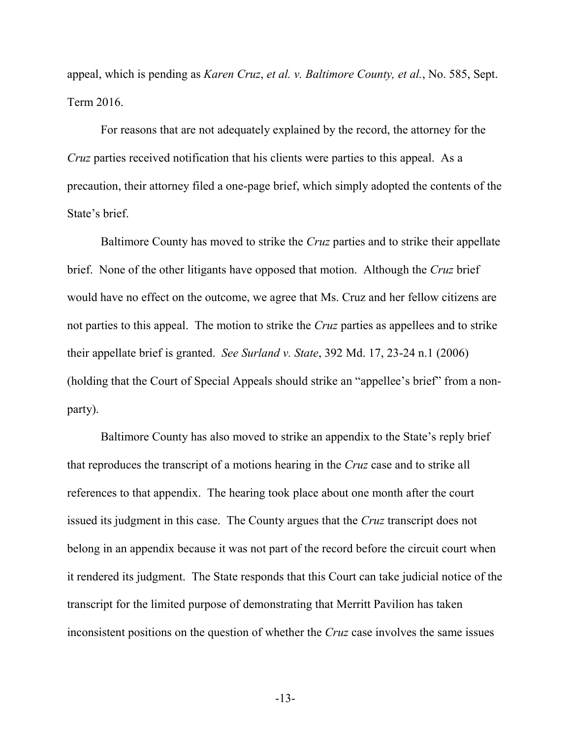appeal, which is pending as *Karen Cruz*, *et al. v. Baltimore County, et al.*, No. 585, Sept. Term 2016.

For reasons that are not adequately explained by the record, the attorney for the *Cruz* parties received notification that his clients were parties to this appeal. As a precaution, their attorney filed a one-page brief, which simply adopted the contents of the State's brief.

Baltimore County has moved to strike the *Cruz* parties and to strike their appellate brief. None of the other litigants have opposed that motion. Although the *Cruz* brief would have no effect on the outcome, we agree that Ms. Cruz and her fellow citizens are not parties to this appeal. The motion to strike the *Cruz* parties as appellees and to strike their appellate brief is granted. *See Surland v. State*, 392 Md. 17, 23-24 n.1 (2006) (holding that the Court of Special Appeals should strike an "appellee's brief" from a non-party).

Baltimore County has also moved to strike an appendix to the State's reply brief that reproduces the transcript of a motions hearing in the *Cruz* case and to strike all references to that appendix. The hearing took place about one month after the court issued its judgment in this case. The County argues that the *Cruz* transcript does not belong in an appendix because it was not part of the record before the circuit court when it rendered its judgment. The State responds that this Court can take judicial notice of the transcript for the limited purpose of demonstrating that Merritt Pavilion has taken inconsistent positions on the question of whether the *Cruz* case involves the same issues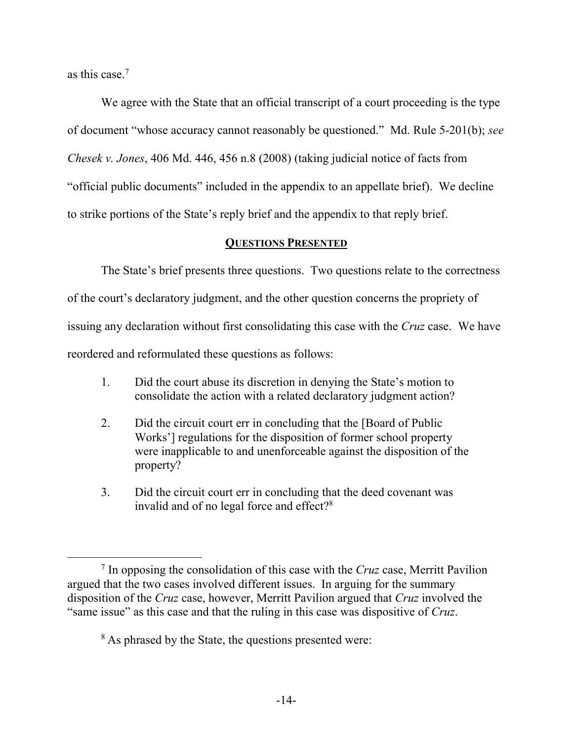as this case.[7]

We agree with the State that an official transcript of a court proceeding is the type of document "whose accuracy cannot reasonably be questioned." Md. Rule 5-201(b); *see Chesek v. Jones*, 406 Md. 446, 456 n.8 (2008) (taking judicial notice of facts from "official public documents" included in the appendix to an appellate brief). We decline to strike portions of the State's reply brief and the appendix to that reply brief.

## QUESTIONS PRESENTED

The State's brief presents three questions. Two questions relate to the correctness of the court's declaratory judgment, and the other question concerns the propriety of issuing any declaration without first consolidating this case with the *Cruz* case. We have reordered and reformulated these questions as follows:

1. Did the court abuse its discretion in denying the State's motion to consolidate the action with a related declaratory judgment action?

2. Did the circuit court err in concluding that the [Board of Public Works'] regulations for the disposition of former school property were inapplicable to and unenforceable against the disposition of the property?

3. Did the circuit court err in concluding that the deed covenant was invalid and of no legal force and effect?[8]

---

[7] In opposing the consolidation of this case with the *Cruz* case, Merritt Pavilion argued that the two cases involved different issues. In arguing for the summary disposition of the *Cruz* case, however, Merritt Pavilion argued that *Cruz* involved the "same issue" as this case and that the ruling in this case was dispositive of *Cruz*.

[8] As phrased by the State, the questions presented were: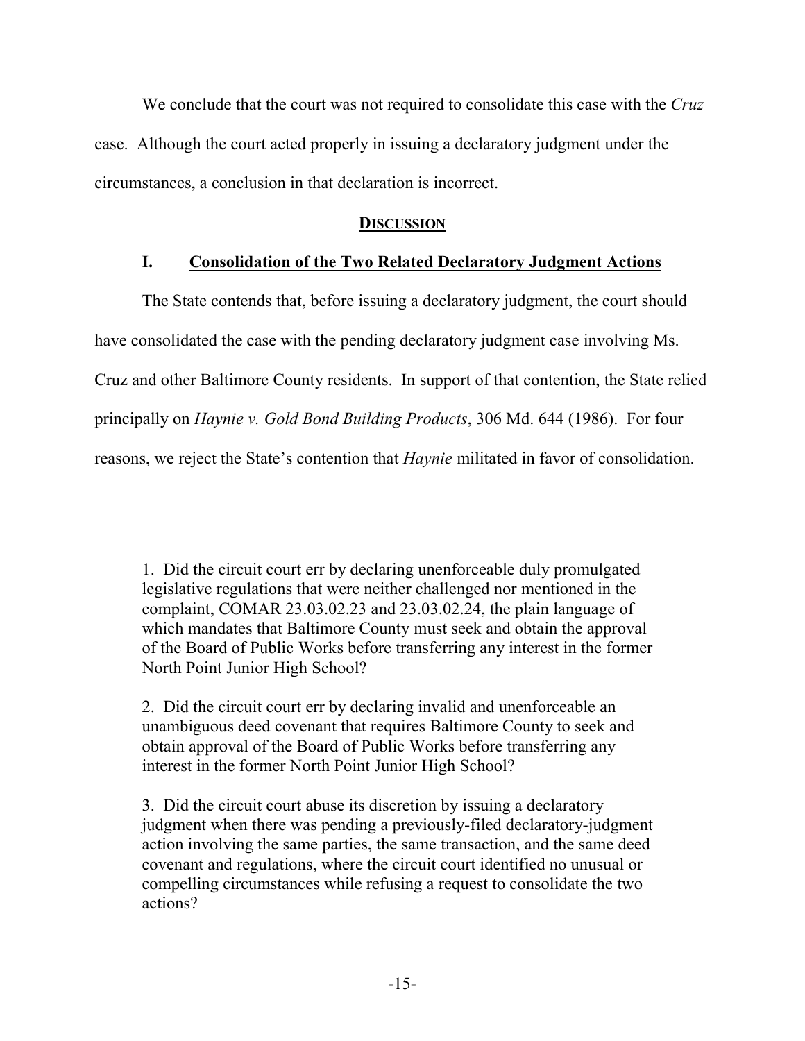We conclude that the court was not required to consolidate this case with the *Cruz* case. Although the court acted properly in issuing a declaratory judgment under the circumstances, a conclusion in that declaration is incorrect.

## DISCUSSION

### I. Consolidation of the Two Related Declaratory Judgment Actions

The State contends that, before issuing a declaratory judgment, the court should have consolidated the case with the pending declaratory judgment case involving Ms. Cruz and other Baltimore County residents. In support of that contention, the State relied principally on *Haynie v. Gold Bond Building Products*, 306 Md. 644 (1986). For four reasons, we reject the State's contention that *Haynie* militated in favor of consolidation.

---

> 1. Did the circuit court err by declaring unenforceable duly promulgated legislative regulations that were neither challenged nor mentioned in the complaint, COMAR 23.03.02.23 and 23.03.02.24, the plain language of which mandates that Baltimore County must seek and obtain the approval of the Board of Public Works before transferring any interest in the former North Point Junior High School?
>
> 2. Did the circuit court err by declaring invalid and unenforceable an unambiguous deed covenant that requires Baltimore County to seek and obtain approval of the Board of Public Works before transferring any interest in the former North Point Junior High School?
>
> 3. Did the circuit court abuse its discretion by issuing a declaratory judgment when there was pending a previously-filed declaratory-judgment action involving the same parties, the same transaction, and the same deed covenant and regulations, where the circuit court identified no unusual or compelling circumstances while refusing a request to consolidate the two actions?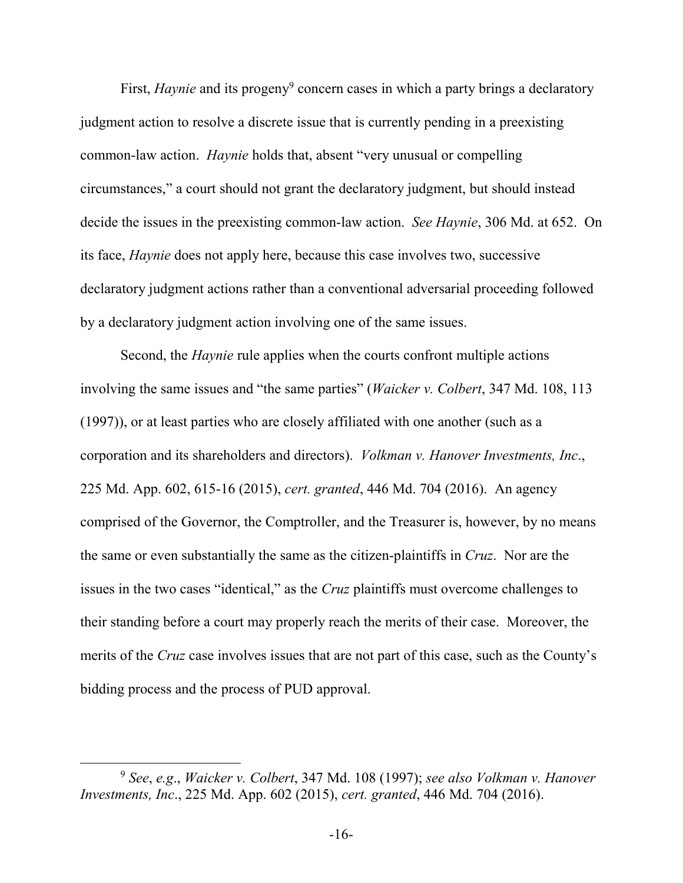First, *Haynie* and its progeny[9] concern cases in which a party brings a declaratory judgment action to resolve a discrete issue that is currently pending in a preexisting common-law action. *Haynie* holds that, absent "very unusual or compelling circumstances," a court should not grant the declaratory judgment, but should instead decide the issues in the preexisting common-law action. *See Haynie*, 306 Md. at 652. On its face, *Haynie* does not apply here, because this case involves two, successive declaratory judgment actions rather than a conventional adversarial proceeding followed by a declaratory judgment action involving one of the same issues.

Second, the *Haynie* rule applies when the courts confront multiple actions involving the same issues and "the same parties" (*Waicker v. Colbert*, 347 Md. 108, 113 (1997)), or at least parties who are closely affiliated with one another (such as a corporation and its shareholders and directors). *Volkman v. Hanover Investments, Inc*., 225 Md. App. 602, 615-16 (2015), *cert. granted*, 446 Md. 704 (2016). An agency comprised of the Governor, the Comptroller, and the Treasurer is, however, by no means the same or even substantially the same as the citizen-plaintiffs in *Cruz*. Nor are the issues in the two cases "identical," as the *Cruz* plaintiffs must overcome challenges to their standing before a court may properly reach the merits of their case. Moreover, the merits of the *Cruz* case involves issues that are not part of this case, such as the County's bidding process and the process of PUD approval.

---

[9] *See*, *e.g*., *Waicker v. Colbert*, 347 Md. 108 (1997); *see also Volkman v. Hanover Investments, Inc*., 225 Md. App. 602 (2015), *cert. granted*, 446 Md. 704 (2016).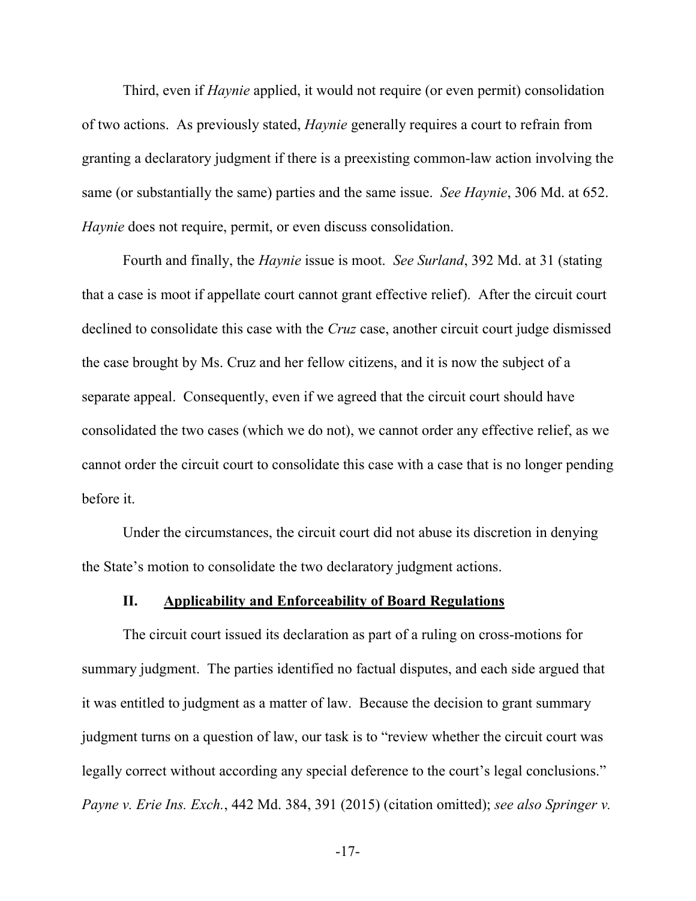Third, even if *Haynie* applied, it would not require (or even permit) consolidation of two actions. As previously stated, *Haynie* generally requires a court to refrain from granting a declaratory judgment if there is a preexisting common-law action involving the same (or substantially the same) parties and the same issue. *See Haynie*, 306 Md. at 652. *Haynie* does not require, permit, or even discuss consolidation.

Fourth and finally, the *Haynie* issue is moot. *See Surland*, 392 Md. at 31 (stating that a case is moot if appellate court cannot grant effective relief). After the circuit court declined to consolidate this case with the *Cruz* case, another circuit court judge dismissed the case brought by Ms. Cruz and her fellow citizens, and it is now the subject of a separate appeal. Consequently, even if we agreed that the circuit court should have consolidated the two cases (which we do not), we cannot order any effective relief, as we cannot order the circuit court to consolidate this case with a case that is no longer pending before it.

Under the circumstances, the circuit court did not abuse its discretion in denying the State's motion to consolidate the two declaratory judgment actions.

## II. <u>Applicability and Enforceability of Board Regulations</u>

The circuit court issued its declaration as part of a ruling on cross-motions for summary judgment. The parties identified no factual disputes, and each side argued that it was entitled to judgment as a matter of law. Because the decision to grant summary judgment turns on a question of law, our task is to "review whether the circuit court was legally correct without according any special deference to the court's legal conclusions." *Payne v. Erie Ins. Exch.*, 442 Md. 384, 391 (2015) (citation omitted); *see also Springer v.*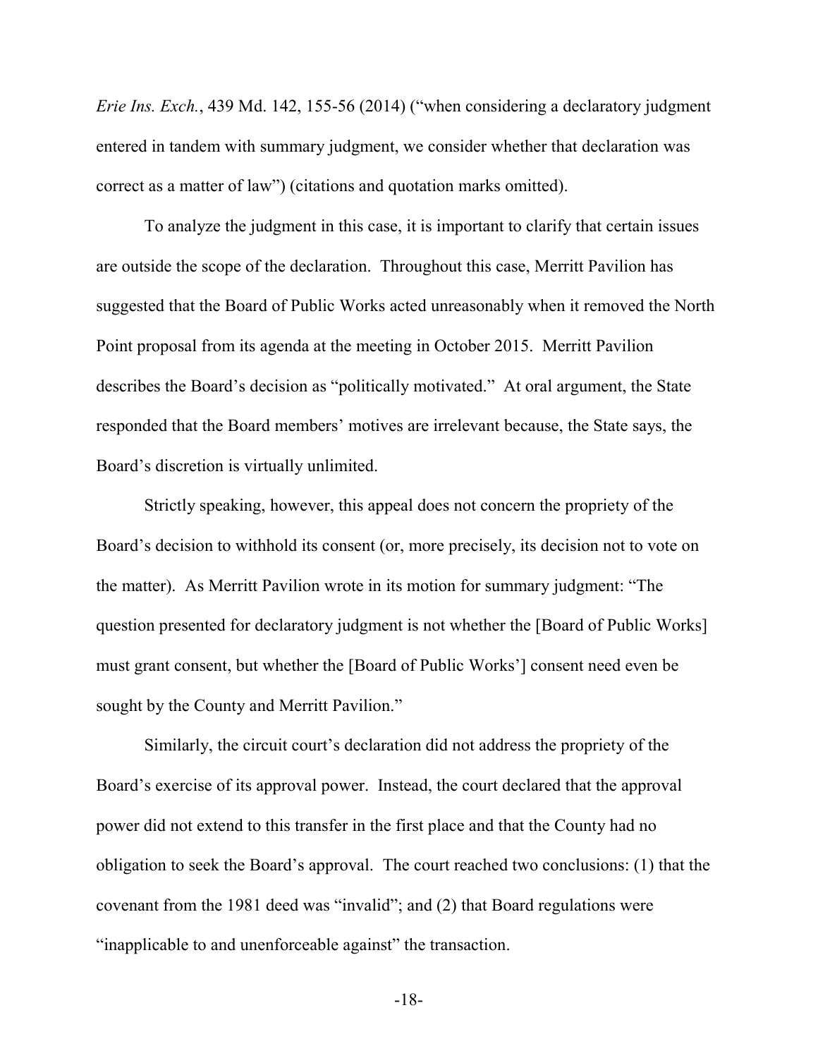*Erie Ins. Exch.*, 439 Md. 142, 155-56 (2014) ("when considering a declaratory judgment entered in tandem with summary judgment, we consider whether that declaration was correct as a matter of law") (citations and quotation marks omitted).

To analyze the judgment in this case, it is important to clarify that certain issues are outside the scope of the declaration. Throughout this case, Merritt Pavilion has suggested that the Board of Public Works acted unreasonably when it removed the North Point proposal from its agenda at the meeting in October 2015. Merritt Pavilion describes the Board's decision as "politically motivated." At oral argument, the State responded that the Board members' motives are irrelevant because, the State says, the Board's discretion is virtually unlimited.

Strictly speaking, however, this appeal does not concern the propriety of the Board's decision to withhold its consent (or, more precisely, its decision not to vote on the matter). As Merritt Pavilion wrote in its motion for summary judgment: "The question presented for declaratory judgment is not whether the [Board of Public Works] must grant consent, but whether the [Board of Public Works'] consent need even be sought by the County and Merritt Pavilion."

Similarly, the circuit court's declaration did not address the propriety of the Board's exercise of its approval power. Instead, the court declared that the approval power did not extend to this transfer in the first place and that the County had no obligation to seek the Board's approval. The court reached two conclusions: (1) that the covenant from the 1981 deed was "invalid"; and (2) that Board regulations were "inapplicable to and unenforceable against" the transaction.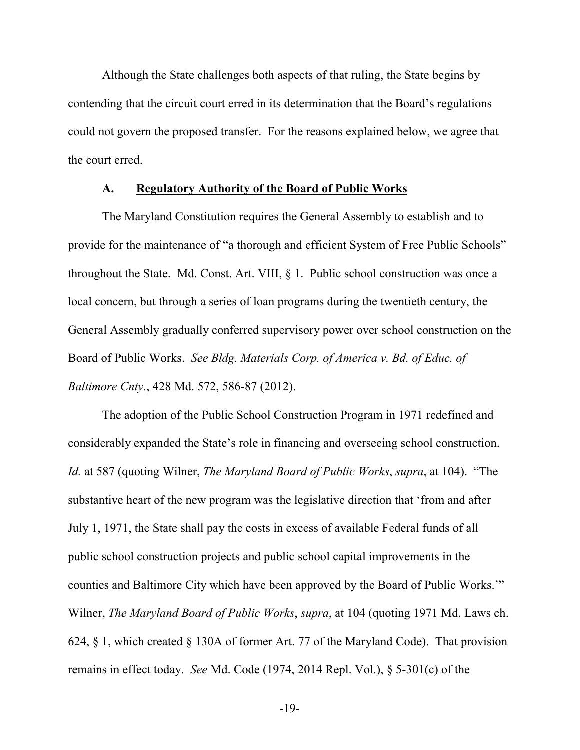Although the State challenges both aspects of that ruling, the State begins by contending that the circuit court erred in its determination that the Board's regulations could not govern the proposed transfer. For the reasons explained below, we agree that the court erred.

### A. Regulatory Authority of the Board of Public Works

The Maryland Constitution requires the General Assembly to establish and to provide for the maintenance of "a thorough and efficient System of Free Public Schools" throughout the State. Md. Const. Art. VIII, § 1. Public school construction was once a local concern, but through a series of loan programs during the twentieth century, the General Assembly gradually conferred supervisory power over school construction on the Board of Public Works. *See Bldg. Materials Corp. of America v. Bd. of Educ. of Baltimore Cnty.*, 428 Md. 572, 586-87 (2012).

The adoption of the Public School Construction Program in 1971 redefined and considerably expanded the State's role in financing and overseeing school construction. *Id.* at 587 (quoting Wilner, *The Maryland Board of Public Works*, *supra*, at 104). "The substantive heart of the new program was the legislative direction that 'from and after July 1, 1971, the State shall pay the costs in excess of available Federal funds of all public school construction projects and public school capital improvements in the counties and Baltimore City which have been approved by the Board of Public Works.'" Wilner, *The Maryland Board of Public Works*, *supra*, at 104 (quoting 1971 Md. Laws ch. 624, § 1, which created § 130A of former Art. 77 of the Maryland Code). That provision remains in effect today. *See* Md. Code (1974, 2014 Repl. Vol.), § 5-301(c) of the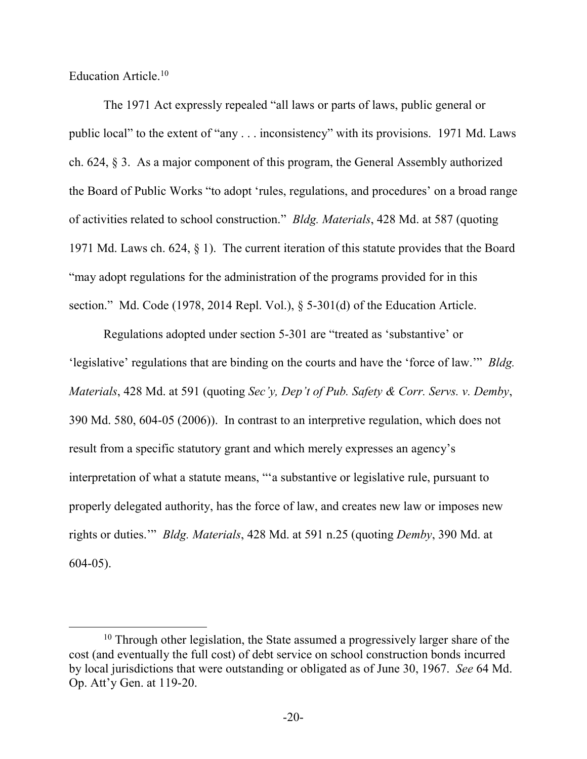Education Article.[10]

The 1971 Act expressly repealed "all laws or parts of laws, public general or public local" to the extent of "any . . . inconsistency" with its provisions. 1971 Md. Laws ch. 624, § 3. As a major component of this program, the General Assembly authorized the Board of Public Works "to adopt 'rules, regulations, and procedures' on a broad range of activities related to school construction." *Bldg. Materials*, 428 Md. at 587 (quoting 1971 Md. Laws ch. 624, § 1). The current iteration of this statute provides that the Board "may adopt regulations for the administration of the programs provided for in this section." Md. Code (1978, 2014 Repl. Vol.), § 5-301(d) of the Education Article.

Regulations adopted under section 5-301 are "treated as 'substantive' or 'legislative' regulations that are binding on the courts and have the 'force of law.'" *Bldg. Materials*, 428 Md. at 591 (quoting *Sec'y, Dep't of Pub. Safety & Corr. Servs. v. Demby*, 390 Md. 580, 604-05 (2006)). In contrast to an interpretive regulation, which does not result from a specific statutory grant and which merely expresses an agency's interpretation of what a statute means, "'a substantive or legislative rule, pursuant to properly delegated authority, has the force of law, and creates new law or imposes new rights or duties.'" *Bldg. Materials*, 428 Md. at 591 n.25 (quoting *Demby*, 390 Md. at 604-05).

---

[10] Through other legislation, the State assumed a progressively larger share of the cost (and eventually the full cost) of debt service on school construction bonds incurred by local jurisdictions that were outstanding or obligated as of June 30, 1967. *See* 64 Md. Op. Att'y Gen. at 119-20.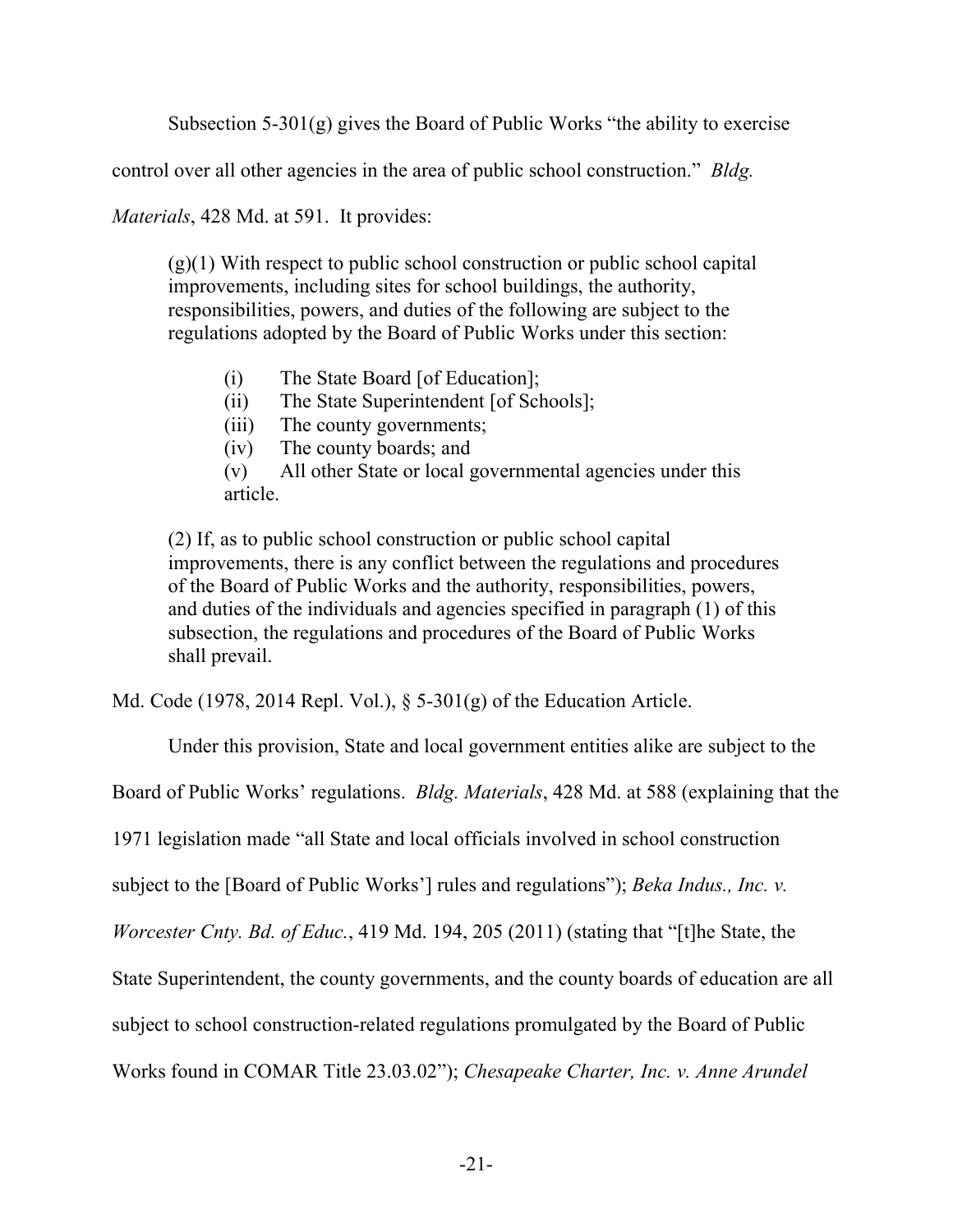Subsection 5-301(g) gives the Board of Public Works "the ability to exercise control over all other agencies in the area of public school construction." *Bldg. Materials*, 428 Md. at 591. It provides:

> (g)(1) With respect to public school construction or public school capital improvements, including sites for school buildings, the authority, responsibilities, powers, and duties of the following are subject to the regulations adopted by the Board of Public Works under this section:
>
> (i) The State Board [of Education];
> (ii) The State Superintendent [of Schools];
> (iii) The county governments;
> (iv) The county boards; and
> (v) All other State or local governmental agencies under this article.
>
> (2) If, as to public school construction or public school capital improvements, there is any conflict between the regulations and procedures of the Board of Public Works and the authority, responsibilities, powers, and duties of the individuals and agencies specified in paragraph (1) of this subsection, the regulations and procedures of the Board of Public Works shall prevail.

Md. Code (1978, 2014 Repl. Vol.), § 5-301(g) of the Education Article.

Under this provision, State and local government entities alike are subject to the Board of Public Works' regulations. *Bldg. Materials*, 428 Md. at 588 (explaining that the 1971 legislation made "all State and local officials involved in school construction subject to the [Board of Public Works'] rules and regulations"); *Beka Indus., Inc. v. Worcester Cnty. Bd. of Educ.*, 419 Md. 194, 205 (2011) (stating that "[t]he State, the State Superintendent, the county governments, and the county boards of education are all subject to school construction-related regulations promulgated by the Board of Public Works found in COMAR Title 23.03.02"); *Chesapeake Charter, Inc. v. Anne Arundel*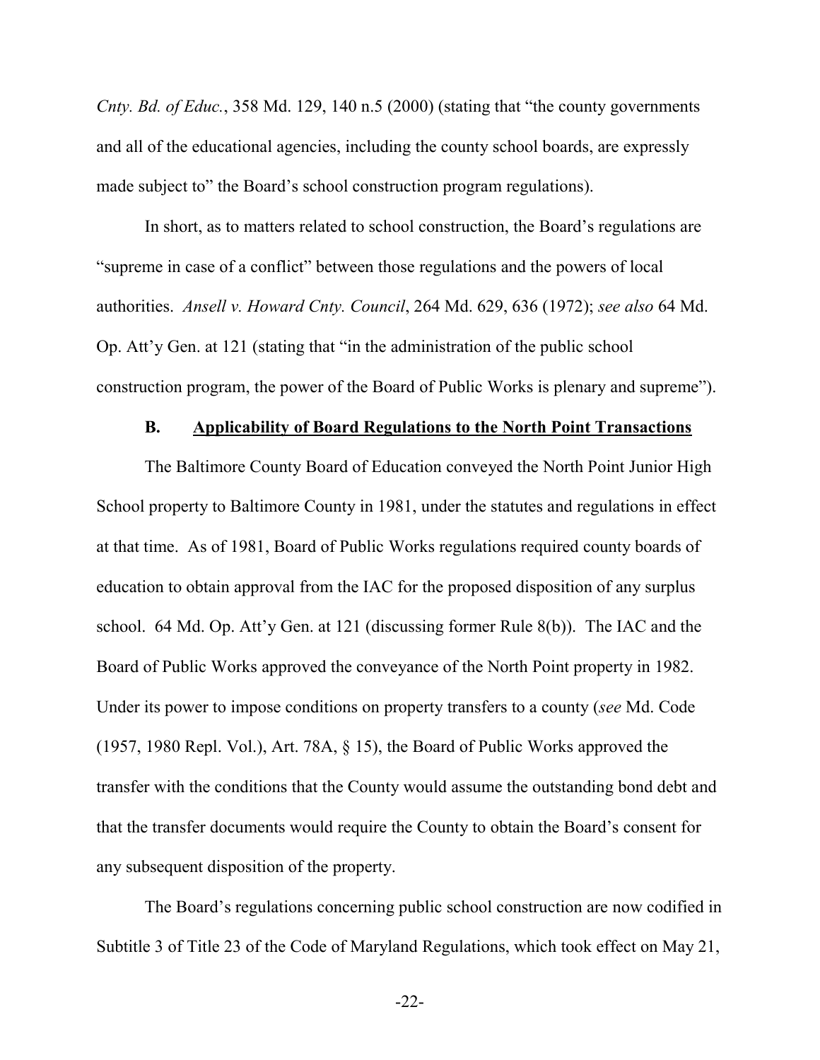*Cnty. Bd. of Educ.*, 358 Md. 129, 140 n.5 (2000) (stating that "the county governments and all of the educational agencies, including the county school boards, are expressly made subject to" the Board's school construction program regulations).

In short, as to matters related to school construction, the Board's regulations are "supreme in case of a conflict" between those regulations and the powers of local authorities. *Ansell v. Howard Cnty. Council*, 264 Md. 629, 636 (1972); *see also* 64 Md. Op. Att'y Gen. at 121 (stating that "in the administration of the public school construction program, the power of the Board of Public Works is plenary and supreme").

### B. <u>Applicability of Board Regulations to the North Point Transactions</u>

The Baltimore County Board of Education conveyed the North Point Junior High School property to Baltimore County in 1981, under the statutes and regulations in effect at that time. As of 1981, Board of Public Works regulations required county boards of education to obtain approval from the IAC for the proposed disposition of any surplus school. 64 Md. Op. Att'y Gen. at 121 (discussing former Rule 8(b)). The IAC and the Board of Public Works approved the conveyance of the North Point property in 1982. Under its power to impose conditions on property transfers to a county (*see* Md. Code (1957, 1980 Repl. Vol.), Art. 78A, § 15), the Board of Public Works approved the transfer with the conditions that the County would assume the outstanding bond debt and that the transfer documents would require the County to obtain the Board's consent for any subsequent disposition of the property.

The Board's regulations concerning public school construction are now codified in Subtitle 3 of Title 23 of the Code of Maryland Regulations, which took effect on May 21,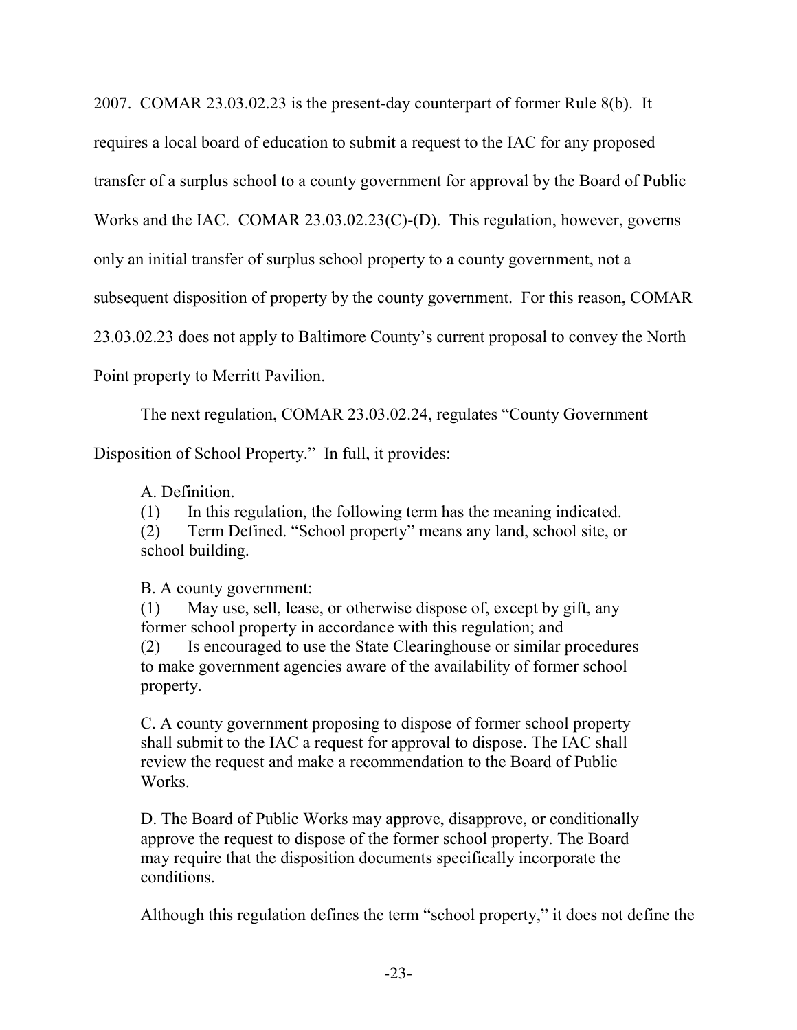2007. COMAR 23.03.02.23 is the present-day counterpart of former Rule 8(b). It requires a local board of education to submit a request to the IAC for any proposed transfer of a surplus school to a county government for approval by the Board of Public Works and the IAC. COMAR 23.03.02.23(C)-(D). This regulation, however, governs only an initial transfer of surplus school property to a county government, not a subsequent disposition of property by the county government. For this reason, COMAR 23.03.02.23 does not apply to Baltimore County's current proposal to convey the North Point property to Merritt Pavilion.

The next regulation, COMAR 23.03.02.24, regulates "County Government Disposition of School Property." In full, it provides:

> A. Definition.
>
> (1) In this regulation, the following term has the meaning indicated.
>
> (2) Term Defined. "School property" means any land, school site, or school building.
>
> B. A county government:
>
> (1) May use, sell, lease, or otherwise dispose of, except by gift, any former school property in accordance with this regulation; and
>
> (2) Is encouraged to use the State Clearinghouse or similar procedures to make government agencies aware of the availability of former school property.
>
> C. A county government proposing to dispose of former school property shall submit to the IAC a request for approval to dispose. The IAC shall review the request and make a recommendation to the Board of Public Works.
>
> D. The Board of Public Works may approve, disapprove, or conditionally approve the request to dispose of the former school property. The Board may require that the disposition documents specifically incorporate the conditions.

Although this regulation defines the term "school property," it does not define the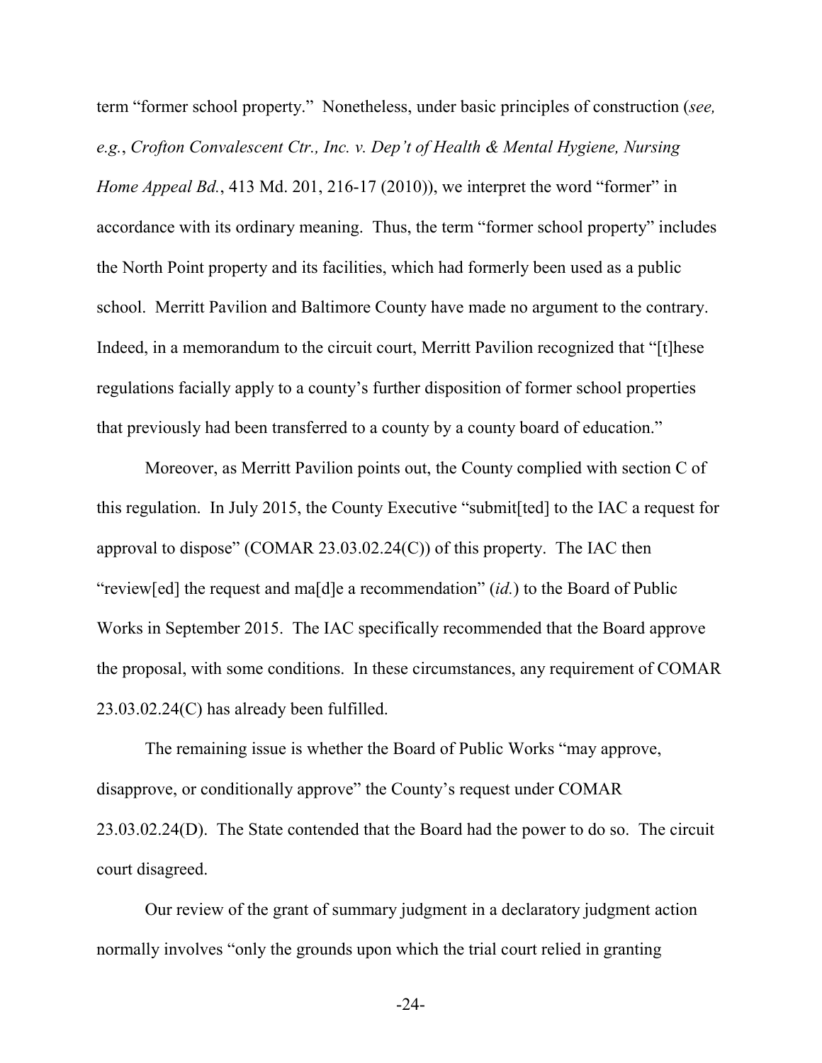term "former school property." Nonetheless, under basic principles of construction (*see, e.g.*, *Crofton Convalescent Ctr., Inc. v. Dep't of Health & Mental Hygiene, Nursing Home Appeal Bd.*, 413 Md. 201, 216-17 (2010)), we interpret the word "former" in accordance with its ordinary meaning. Thus, the term "former school property" includes the North Point property and its facilities, which had formerly been used as a public school. Merritt Pavilion and Baltimore County have made no argument to the contrary. Indeed, in a memorandum to the circuit court, Merritt Pavilion recognized that "[t]hese regulations facially apply to a county's further disposition of former school properties that previously had been transferred to a county by a county board of education."

Moreover, as Merritt Pavilion points out, the County complied with section C of this regulation. In July 2015, the County Executive "submit[ted] to the IAC a request for approval to dispose" (COMAR 23.03.02.24(C)) of this property. The IAC then "review[ed] the request and ma[d]e a recommendation" (*id.*) to the Board of Public Works in September 2015. The IAC specifically recommended that the Board approve the proposal, with some conditions. In these circumstances, any requirement of COMAR 23.03.02.24(C) has already been fulfilled.

The remaining issue is whether the Board of Public Works "may approve, disapprove, or conditionally approve" the County's request under COMAR 23.03.02.24(D). The State contended that the Board had the power to do so. The circuit court disagreed.

Our review of the grant of summary judgment in a declaratory judgment action normally involves "only the grounds upon which the trial court relied in granting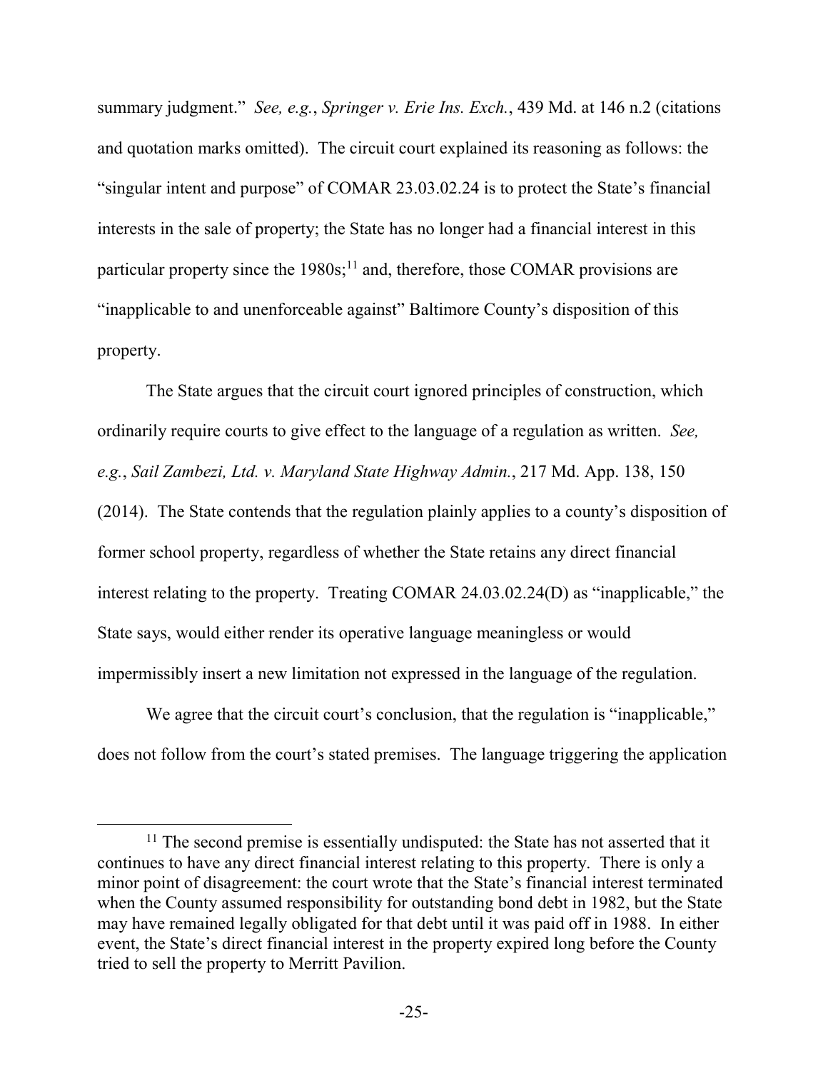summary judgment." *See, e.g.*, *Springer v. Erie Ins. Exch.*, 439 Md. at 146 n.2 (citations and quotation marks omitted). The circuit court explained its reasoning as follows: the "singular intent and purpose" of COMAR 23.03.02.24 is to protect the State's financial interests in the sale of property; the State has no longer had a financial interest in this particular property since the 1980s;[11] and, therefore, those COMAR provisions are "inapplicable to and unenforceable against" Baltimore County's disposition of this property.

The State argues that the circuit court ignored principles of construction, which ordinarily require courts to give effect to the language of a regulation as written. *See, e.g.*, *Sail Zambezi, Ltd. v. Maryland State Highway Admin.*, 217 Md. App. 138, 150 (2014). The State contends that the regulation plainly applies to a county's disposition of former school property, regardless of whether the State retains any direct financial interest relating to the property. Treating COMAR 24.03.02.24(D) as "inapplicable," the State says, would either render its operative language meaningless or would impermissibly insert a new limitation not expressed in the language of the regulation.

We agree that the circuit court's conclusion, that the regulation is "inapplicable," does not follow from the court's stated premises. The language triggering the application

[11] The second premise is essentially undisputed: the State has not asserted that it continues to have any direct financial interest relating to this property. There is only a minor point of disagreement: the court wrote that the State's financial interest terminated when the County assumed responsibility for outstanding bond debt in 1982, but the State may have remained legally obligated for that debt until it was paid off in 1988. In either event, the State's direct financial interest in the property expired long before the County tried to sell the property to Merritt Pavilion.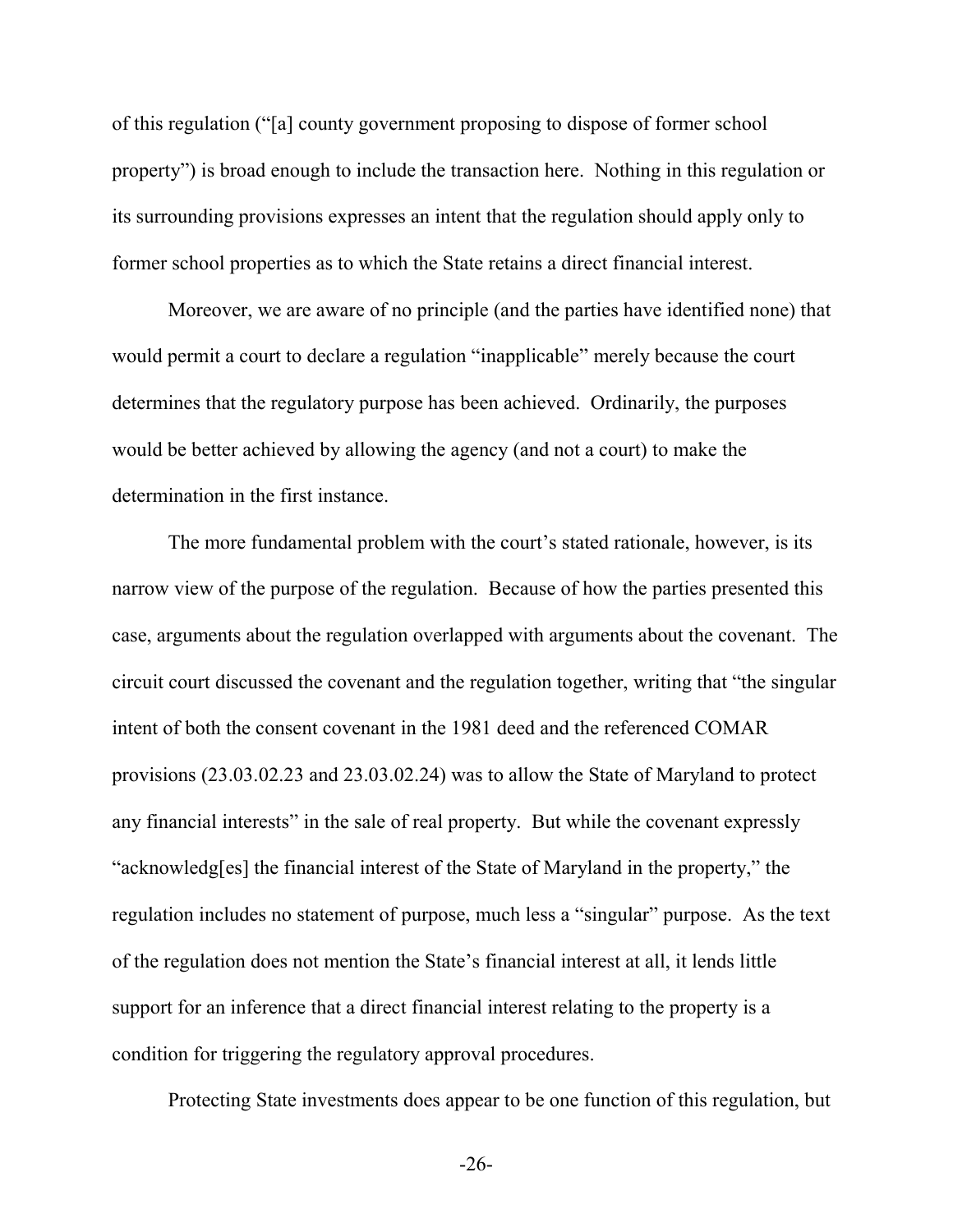of this regulation ("[a] county government proposing to dispose of former school property") is broad enough to include the transaction here. Nothing in this regulation or its surrounding provisions expresses an intent that the regulation should apply only to former school properties as to which the State retains a direct financial interest.

Moreover, we are aware of no principle (and the parties have identified none) that would permit a court to declare a regulation "inapplicable" merely because the court determines that the regulatory purpose has been achieved. Ordinarily, the purposes would be better achieved by allowing the agency (and not a court) to make the determination in the first instance.

The more fundamental problem with the court's stated rationale, however, is its narrow view of the purpose of the regulation. Because of how the parties presented this case, arguments about the regulation overlapped with arguments about the covenant. The circuit court discussed the covenant and the regulation together, writing that "the singular intent of both the consent covenant in the 1981 deed and the referenced COMAR provisions (23.03.02.23 and 23.03.02.24) was to allow the State of Maryland to protect any financial interests" in the sale of real property. But while the covenant expressly "acknowledg[es] the financial interest of the State of Maryland in the property," the regulation includes no statement of purpose, much less a "singular" purpose. As the text of the regulation does not mention the State's financial interest at all, it lends little support for an inference that a direct financial interest relating to the property is a condition for triggering the regulatory approval procedures.

Protecting State investments does appear to be one function of this regulation, but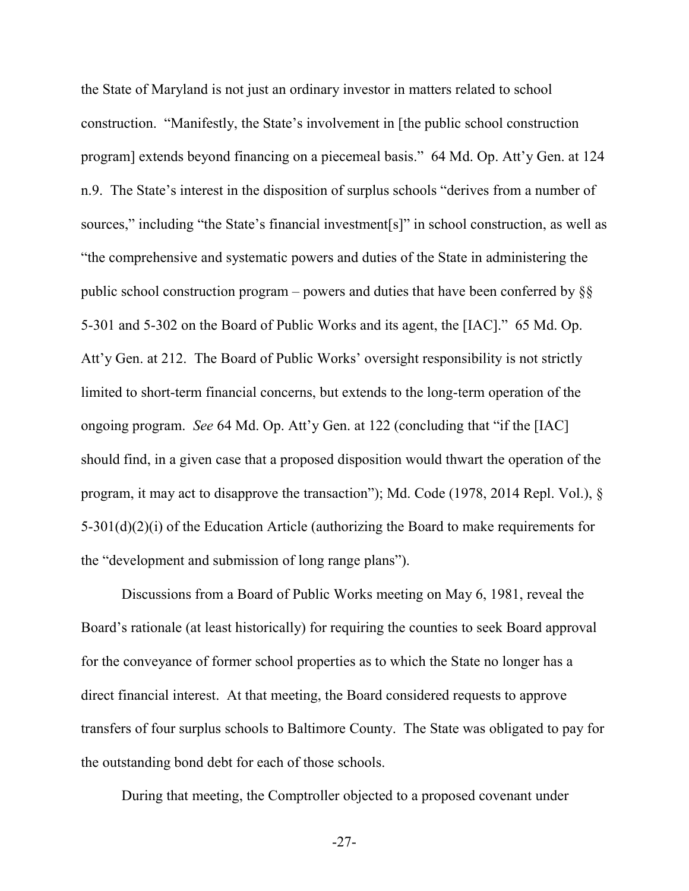the State of Maryland is not just an ordinary investor in matters related to school construction. "Manifestly, the State's involvement in [the public school construction program] extends beyond financing on a piecemeal basis." 64 Md. Op. Att'y Gen. at 124 n.9. The State's interest in the disposition of surplus schools "derives from a number of sources," including "the State's financial investment[s]" in school construction, as well as "the comprehensive and systematic powers and duties of the State in administering the public school construction program – powers and duties that have been conferred by §§ 5-301 and 5-302 on the Board of Public Works and its agent, the [IAC]." 65 Md. Op. Att'y Gen. at 212. The Board of Public Works' oversight responsibility is not strictly limited to short-term financial concerns, but extends to the long-term operation of the ongoing program. *See* 64 Md. Op. Att'y Gen. at 122 (concluding that "if the [IAC] should find, in a given case that a proposed disposition would thwart the operation of the program, it may act to disapprove the transaction"); Md. Code (1978, 2014 Repl. Vol.), § 5-301(d)(2)(i) of the Education Article (authorizing the Board to make requirements for the "development and submission of long range plans").

Discussions from a Board of Public Works meeting on May 6, 1981, reveal the Board's rationale (at least historically) for requiring the counties to seek Board approval for the conveyance of former school properties as to which the State no longer has a direct financial interest. At that meeting, the Board considered requests to approve transfers of four surplus schools to Baltimore County. The State was obligated to pay for the outstanding bond debt for each of those schools.

During that meeting, the Comptroller objected to a proposed covenant under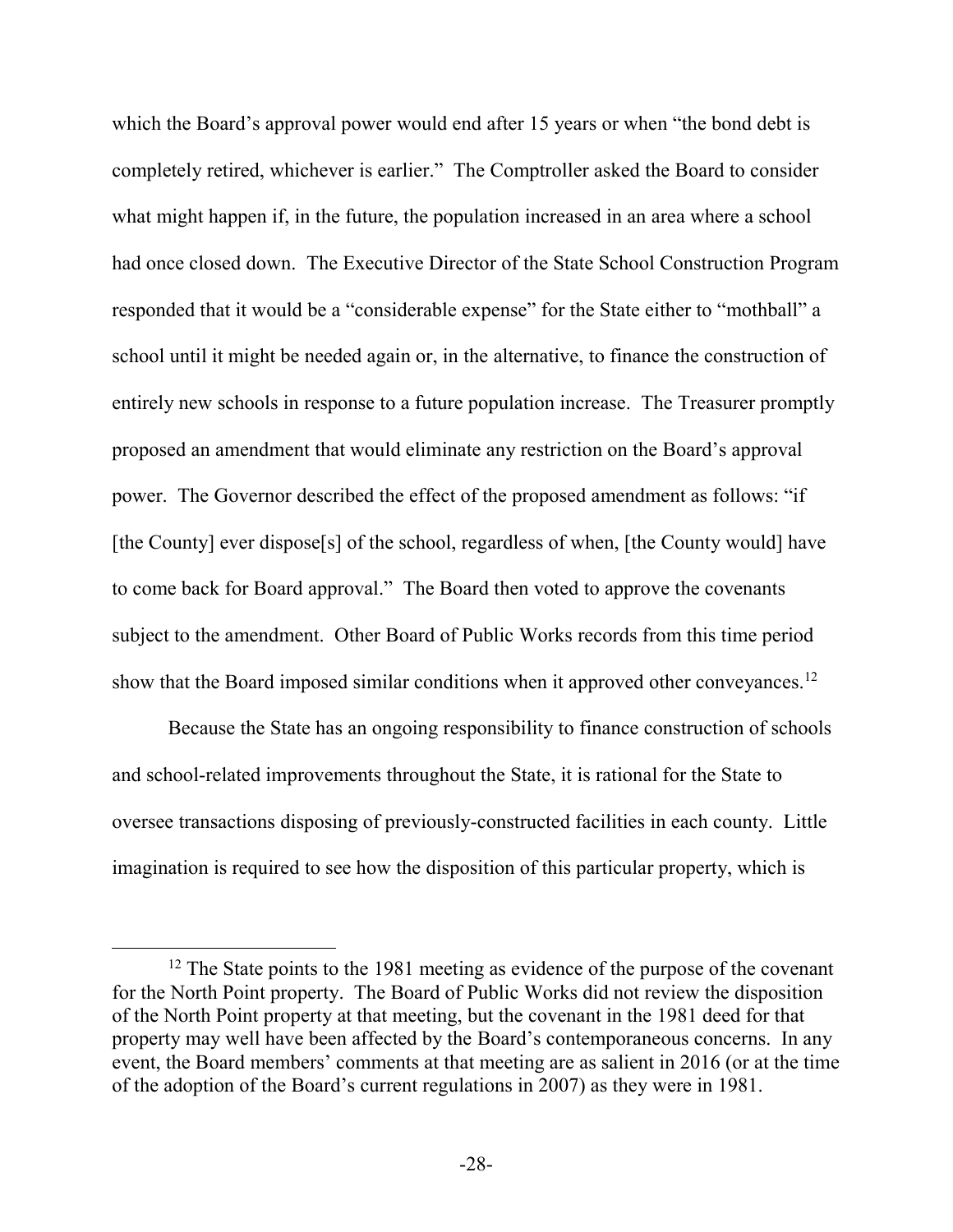which the Board's approval power would end after 15 years or when "the bond debt is completely retired, whichever is earlier." The Comptroller asked the Board to consider what might happen if, in the future, the population increased in an area where a school had once closed down. The Executive Director of the State School Construction Program responded that it would be a "considerable expense" for the State either to "mothball" a school until it might be needed again or, in the alternative, to finance the construction of entirely new schools in response to a future population increase. The Treasurer promptly proposed an amendment that would eliminate any restriction on the Board's approval power. The Governor described the effect of the proposed amendment as follows: "if [the County] ever dispose[s] of the school, regardless of when, [the County would] have to come back for Board approval." The Board then voted to approve the covenants subject to the amendment. Other Board of Public Works records from this time period show that the Board imposed similar conditions when it approved other conveyances.[12]

Because the State has an ongoing responsibility to finance construction of schools and school-related improvements throughout the State, it is rational for the State to oversee transactions disposing of previously-constructed facilities in each county. Little imagination is required to see how the disposition of this particular property, which is

---

[12] The State points to the 1981 meeting as evidence of the purpose of the covenant for the North Point property. The Board of Public Works did not review the disposition of the North Point property at that meeting, but the covenant in the 1981 deed for that property may well have been affected by the Board's contemporaneous concerns. In any event, the Board members' comments at that meeting are as salient in 2016 (or at the time of the adoption of the Board's current regulations in 2007) as they were in 1981.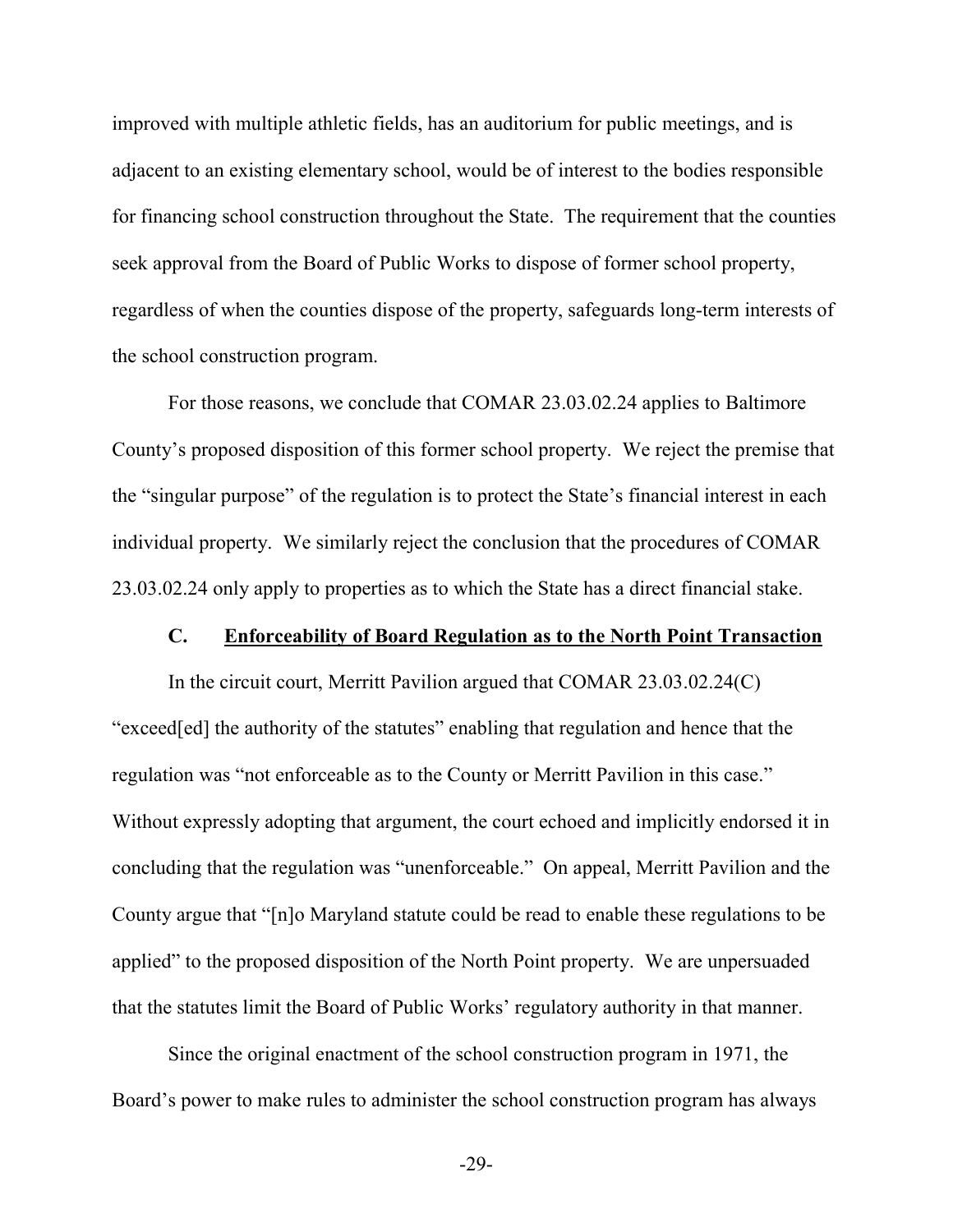improved with multiple athletic fields, has an auditorium for public meetings, and is adjacent to an existing elementary school, would be of interest to the bodies responsible for financing school construction throughout the State. The requirement that the counties seek approval from the Board of Public Works to dispose of former school property, regardless of when the counties dispose of the property, safeguards long-term interests of the school construction program.

For those reasons, we conclude that COMAR 23.03.02.24 applies to Baltimore County's proposed disposition of this former school property. We reject the premise that the "singular purpose" of the regulation is to protect the State's financial interest in each individual property. We similarly reject the conclusion that the procedures of COMAR 23.03.02.24 only apply to properties as to which the State has a direct financial stake.

### C. Enforceability of Board Regulation as to the North Point Transaction

In the circuit court, Merritt Pavilion argued that COMAR 23.03.02.24(C) "exceed[ed] the authority of the statutes" enabling that regulation and hence that the regulation was "not enforceable as to the County or Merritt Pavilion in this case." Without expressly adopting that argument, the court echoed and implicitly endorsed it in concluding that the regulation was "unenforceable." On appeal, Merritt Pavilion and the County argue that "[n]o Maryland statute could be read to enable these regulations to be applied" to the proposed disposition of the North Point property. We are unpersuaded that the statutes limit the Board of Public Works' regulatory authority in that manner.

Since the original enactment of the school construction program in 1971, the Board's power to make rules to administer the school construction program has always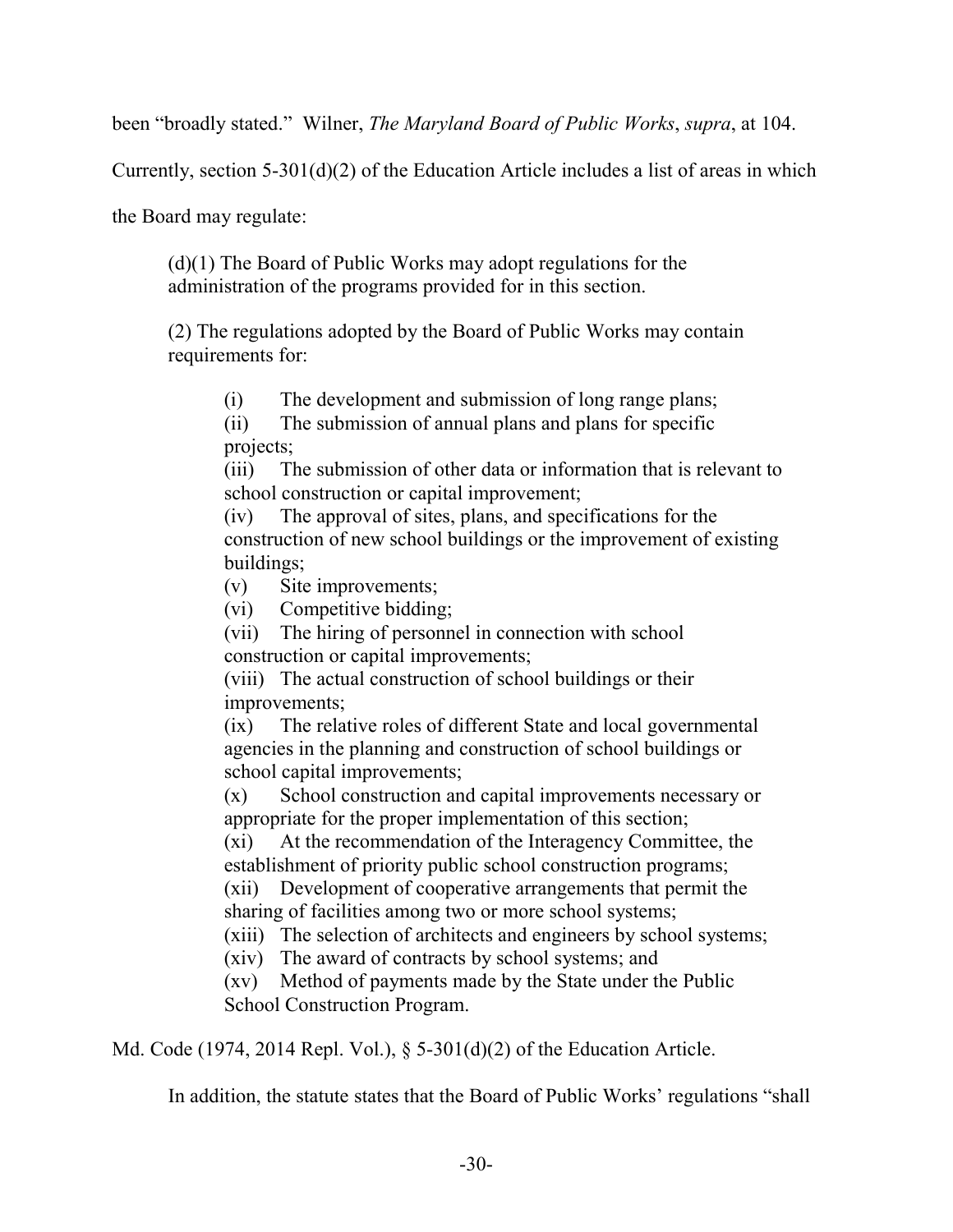been "broadly stated." Wilner, *The Maryland Board of Public Works*, *supra*, at 104.

Currently, section 5-301(d)(2) of the Education Article includes a list of areas in which the Board may regulate:

> (d)(1) The Board of Public Works may adopt regulations for the administration of the programs provided for in this section.
>
> (2) The regulations adopted by the Board of Public Works may contain requirements for:
>
> > (i) The development and submission of long range plans;
> > (ii) The submission of annual plans and plans for specific projects;
> > (iii) The submission of other data or information that is relevant to school construction or capital improvement;
> > (iv) The approval of sites, plans, and specifications for the construction of new school buildings or the improvement of existing buildings;
> > (v) Site improvements;
> > (vi) Competitive bidding;
> > (vii) The hiring of personnel in connection with school construction or capital improvements;
> > (viii) The actual construction of school buildings or their improvements;
> > (ix) The relative roles of different State and local governmental agencies in the planning and construction of school buildings or school capital improvements;
> > (x) School construction and capital improvements necessary or appropriate for the proper implementation of this section;
> > (xi) At the recommendation of the Interagency Committee, the establishment of priority public school construction programs;
> > (xii) Development of cooperative arrangements that permit the sharing of facilities among two or more school systems;
> > (xiii) The selection of architects and engineers by school systems;
> > (xiv) The award of contracts by school systems; and
> > (xv) Method of payments made by the State under the Public School Construction Program.

Md. Code (1974, 2014 Repl. Vol.), § 5-301(d)(2) of the Education Article.

In addition, the statute states that the Board of Public Works' regulations "shall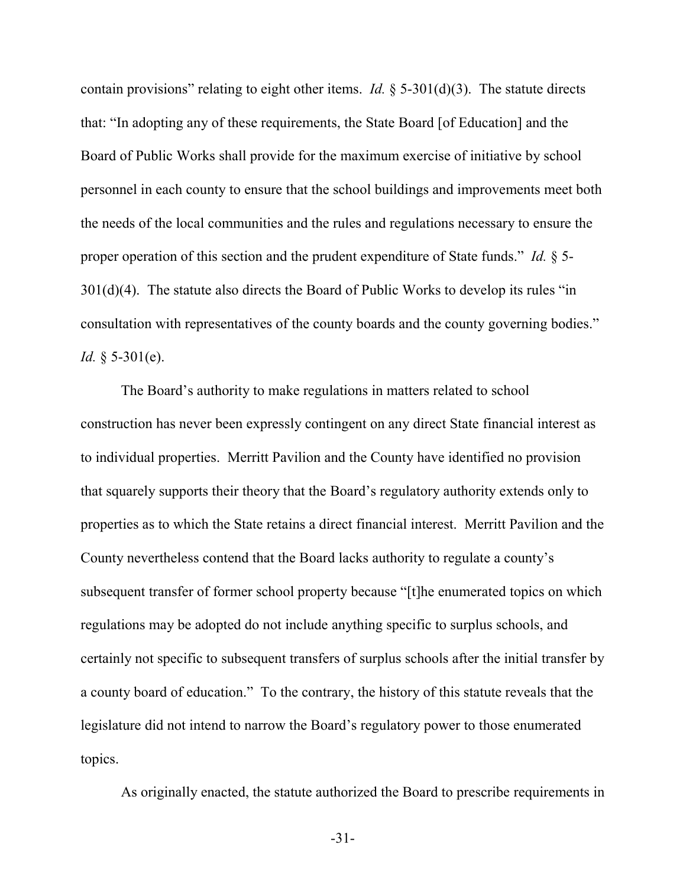contain provisions" relating to eight other items. *Id.* § 5-301(d)(3). The statute directs that: "In adopting any of these requirements, the State Board [of Education] and the Board of Public Works shall provide for the maximum exercise of initiative by school personnel in each county to ensure that the school buildings and improvements meet both the needs of the local communities and the rules and regulations necessary to ensure the proper operation of this section and the prudent expenditure of State funds." *Id.* § 5-301(d)(4). The statute also directs the Board of Public Works to develop its rules "in consultation with representatives of the county boards and the county governing bodies." *Id.* § 5-301(e).

The Board's authority to make regulations in matters related to school construction has never been expressly contingent on any direct State financial interest as to individual properties. Merritt Pavilion and the County have identified no provision that squarely supports their theory that the Board's regulatory authority extends only to properties as to which the State retains a direct financial interest. Merritt Pavilion and the County nevertheless contend that the Board lacks authority to regulate a county's subsequent transfer of former school property because "[t]he enumerated topics on which regulations may be adopted do not include anything specific to surplus schools, and certainly not specific to subsequent transfers of surplus schools after the initial transfer by a county board of education." To the contrary, the history of this statute reveals that the legislature did not intend to narrow the Board's regulatory power to those enumerated topics.

As originally enacted, the statute authorized the Board to prescribe requirements in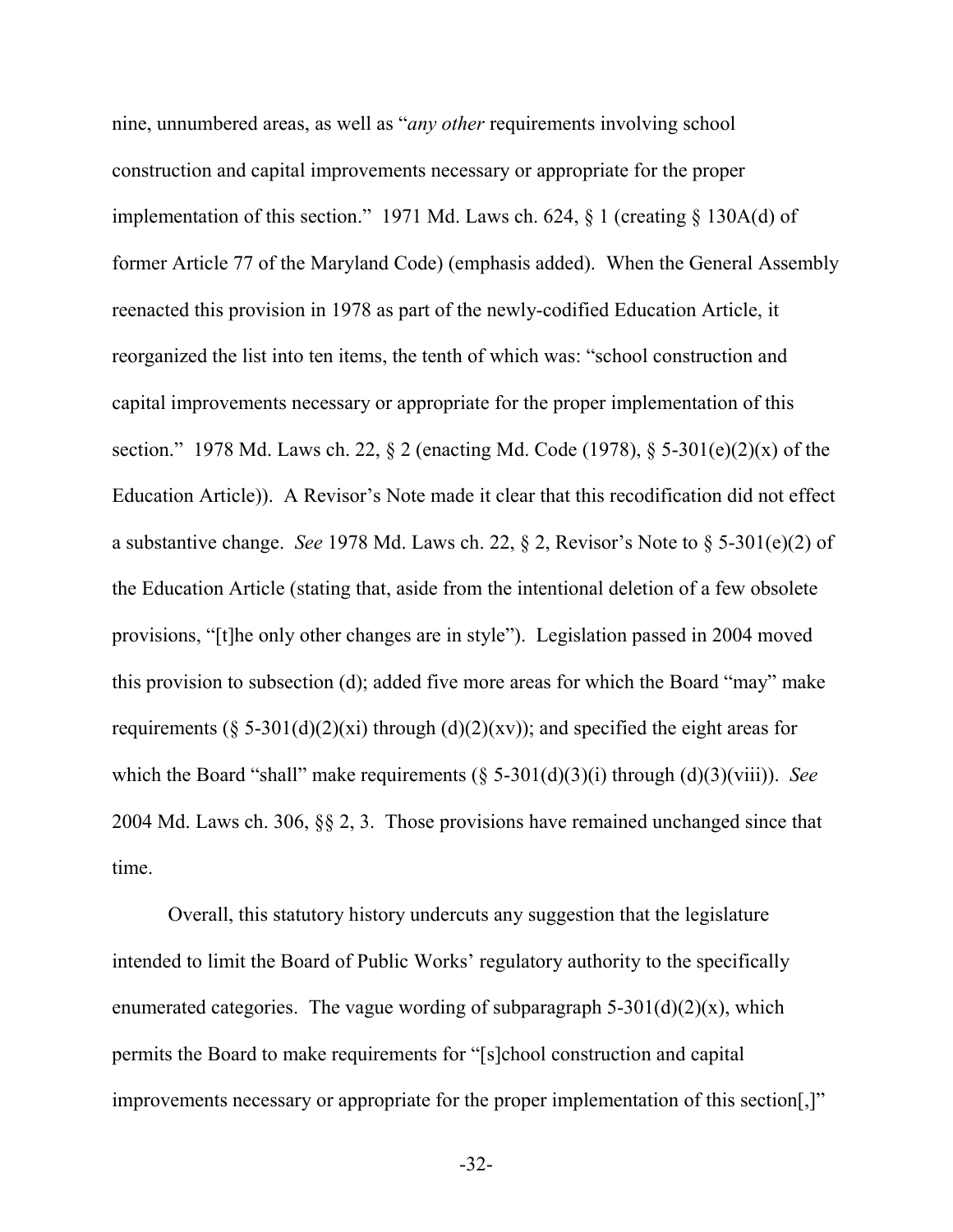nine, unnumbered areas, as well as "*any other* requirements involving school construction and capital improvements necessary or appropriate for the proper implementation of this section." 1971 Md. Laws ch. 624, § 1 (creating § 130A(d) of former Article 77 of the Maryland Code) (emphasis added). When the General Assembly reenacted this provision in 1978 as part of the newly-codified Education Article, it reorganized the list into ten items, the tenth of which was: "school construction and capital improvements necessary or appropriate for the proper implementation of this section." 1978 Md. Laws ch. 22, § 2 (enacting Md. Code (1978), § 5-301(e)(2)(x) of the Education Article)). A Revisor's Note made it clear that this recodification did not effect a substantive change. *See* 1978 Md. Laws ch. 22, § 2, Revisor's Note to § 5-301(e)(2) of the Education Article (stating that, aside from the intentional deletion of a few obsolete provisions, "[t]he only other changes are in style"). Legislation passed in 2004 moved this provision to subsection (d); added five more areas for which the Board "may" make requirements (§ 5-301(d)(2)(xi) through (d)(2)(xv)); and specified the eight areas for which the Board "shall" make requirements (§ 5-301(d)(3)(i) through (d)(3)(viii)). *See* 2004 Md. Laws ch. 306, §§ 2, 3. Those provisions have remained unchanged since that time.

Overall, this statutory history undercuts any suggestion that the legislature intended to limit the Board of Public Works' regulatory authority to the specifically enumerated categories. The vague wording of subparagraph 5-301(d)(2)(x), which permits the Board to make requirements for "[s]chool construction and capital improvements necessary or appropriate for the proper implementation of this section[,]"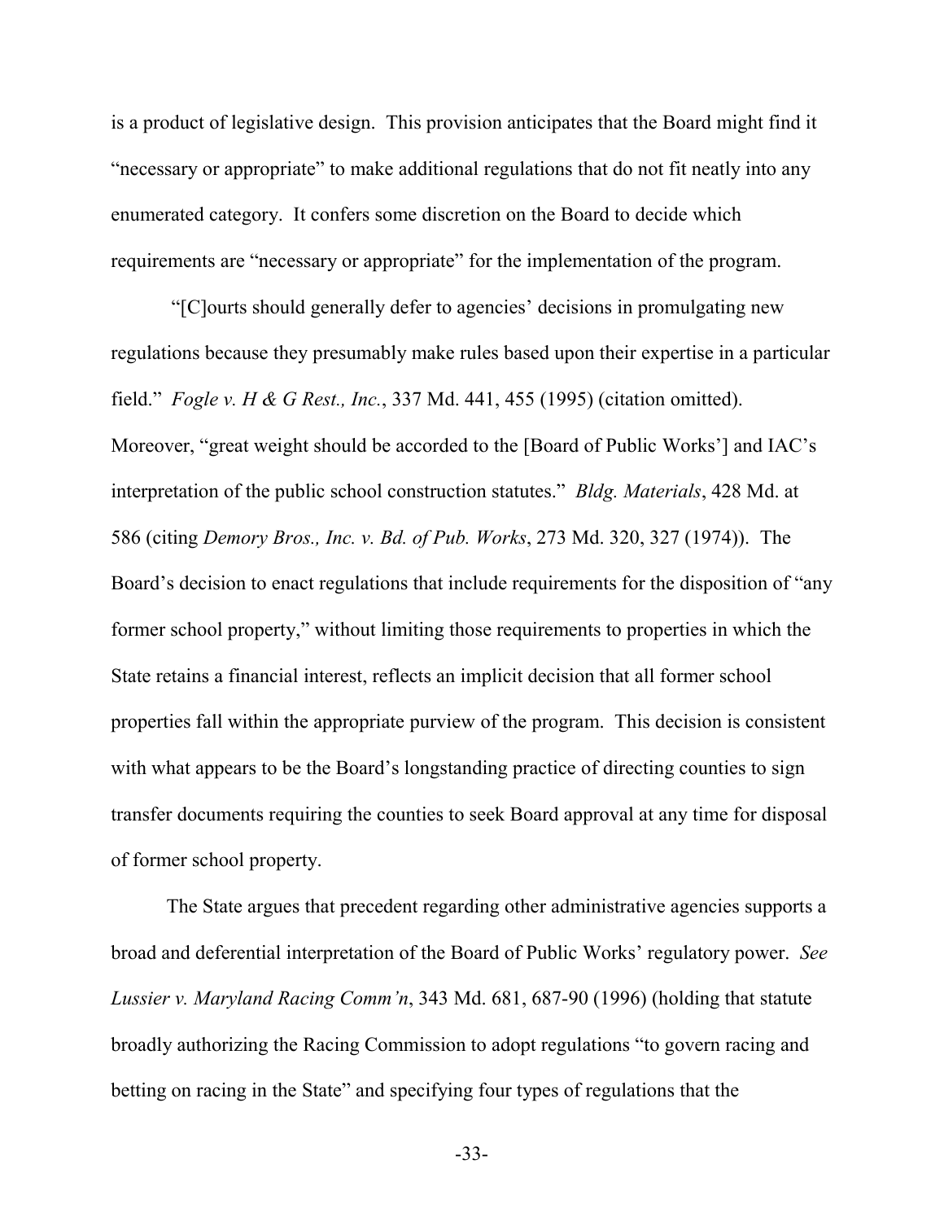is a product of legislative design. This provision anticipates that the Board might find it "necessary or appropriate" to make additional regulations that do not fit neatly into any enumerated category. It confers some discretion on the Board to decide which requirements are "necessary or appropriate" for the implementation of the program.

"[C]ourts should generally defer to agencies' decisions in promulgating new regulations because they presumably make rules based upon their expertise in a particular field." *Fogle v. H & G Rest., Inc.*, 337 Md. 441, 455 (1995) (citation omitted). Moreover, "great weight should be accorded to the [Board of Public Works'] and IAC's interpretation of the public school construction statutes." *Bldg. Materials*, 428 Md. at 586 (citing *Demory Bros., Inc. v. Bd. of Pub. Works*, 273 Md. 320, 327 (1974)). The Board's decision to enact regulations that include requirements for the disposition of "any former school property," without limiting those requirements to properties in which the State retains a financial interest, reflects an implicit decision that all former school properties fall within the appropriate purview of the program. This decision is consistent with what appears to be the Board's longstanding practice of directing counties to sign transfer documents requiring the counties to seek Board approval at any time for disposal of former school property.

The State argues that precedent regarding other administrative agencies supports a broad and deferential interpretation of the Board of Public Works' regulatory power. *See Lussier v. Maryland Racing Comm'n*, 343 Md. 681, 687-90 (1996) (holding that statute broadly authorizing the Racing Commission to adopt regulations "to govern racing and betting on racing in the State" and specifying four types of regulations that the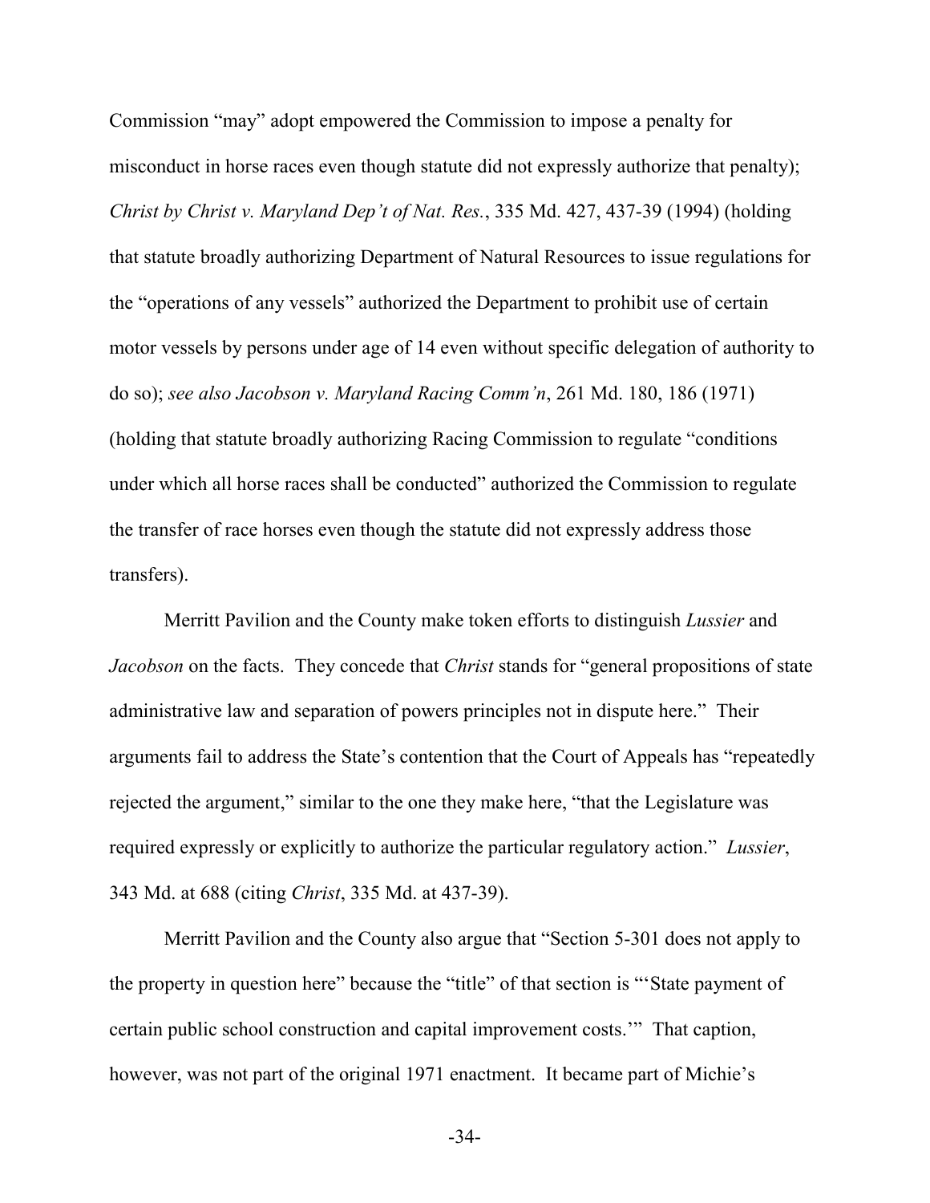Commission "may" adopt empowered the Commission to impose a penalty for misconduct in horse races even though statute did not expressly authorize that penalty); *Christ by Christ v. Maryland Dep't of Nat. Res.*, 335 Md. 427, 437-39 (1994) (holding that statute broadly authorizing Department of Natural Resources to issue regulations for the "operations of any vessels" authorized the Department to prohibit use of certain motor vessels by persons under age of 14 even without specific delegation of authority to do so); *see also Jacobson v. Maryland Racing Comm'n*, 261 Md. 180, 186 (1971) (holding that statute broadly authorizing Racing Commission to regulate "conditions under which all horse races shall be conducted" authorized the Commission to regulate the transfer of race horses even though the statute did not expressly address those transfers).

Merritt Pavilion and the County make token efforts to distinguish *Lussier* and *Jacobson* on the facts. They concede that *Christ* stands for "general propositions of state administrative law and separation of powers principles not in dispute here." Their arguments fail to address the State's contention that the Court of Appeals has "repeatedly rejected the argument," similar to the one they make here, "that the Legislature was required expressly or explicitly to authorize the particular regulatory action." *Lussier*, 343 Md. at 688 (citing *Christ*, 335 Md. at 437-39).

Merritt Pavilion and the County also argue that "Section 5-301 does not apply to the property in question here" because the "title" of that section is "'State payment of certain public school construction and capital improvement costs.'" That caption, however, was not part of the original 1971 enactment. It became part of Michie's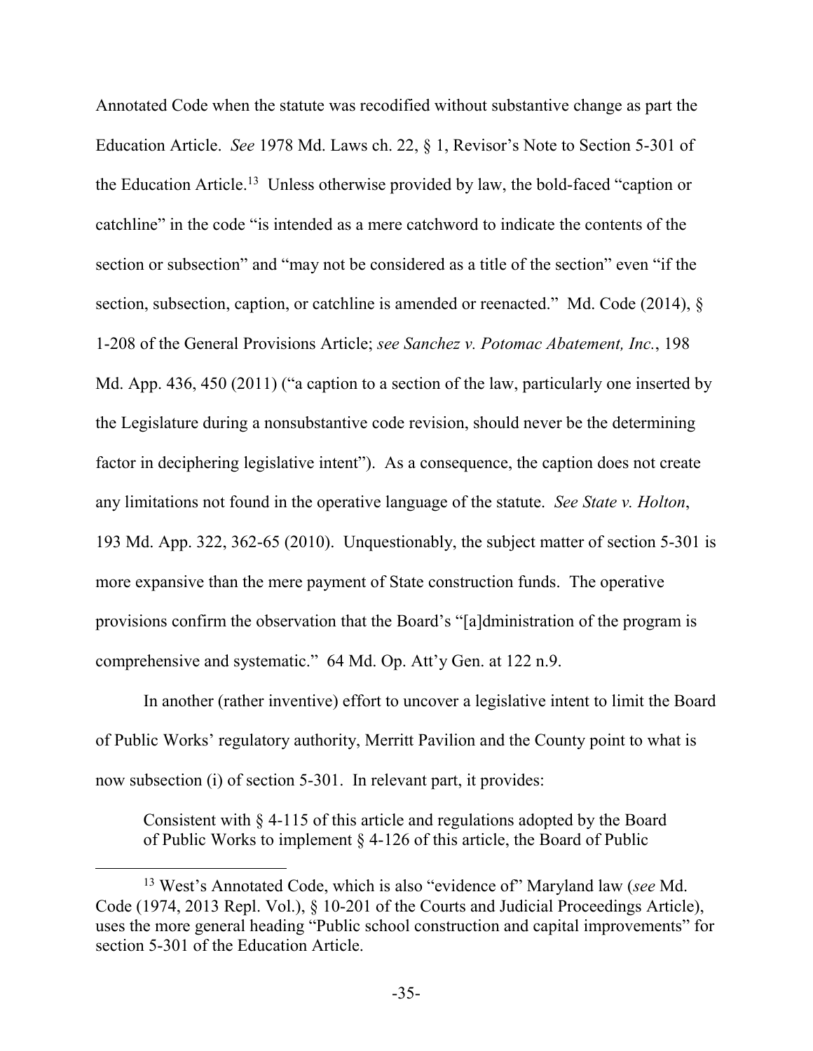Annotated Code when the statute was recodified without substantive change as part the Education Article. *See* 1978 Md. Laws ch. 22, § 1, Revisor's Note to Section 5-301 of the Education Article.[13] Unless otherwise provided by law, the bold-faced "caption or catchline" in the code "is intended as a mere catchword to indicate the contents of the section or subsection" and "may not be considered as a title of the section" even "if the section, subsection, caption, or catchline is amended or reenacted." Md. Code (2014), § 1-208 of the General Provisions Article; *see Sanchez v. Potomac Abatement, Inc.*, 198 Md. App. 436, 450 (2011) ("a caption to a section of the law, particularly one inserted by the Legislature during a nonsubstantive code revision, should never be the determining factor in deciphering legislative intent"). As a consequence, the caption does not create any limitations not found in the operative language of the statute. *See State v. Holton*, 193 Md. App. 322, 362-65 (2010). Unquestionably, the subject matter of section 5-301 is more expansive than the mere payment of State construction funds. The operative provisions confirm the observation that the Board's "[a]dministration of the program is comprehensive and systematic." 64 Md. Op. Att'y Gen. at 122 n.9.

In another (rather inventive) effort to uncover a legislative intent to limit the Board of Public Works' regulatory authority, Merritt Pavilion and the County point to what is now subsection (i) of section 5-301. In relevant part, it provides:

> Consistent with § 4-115 of this article and regulations adopted by the Board of Public Works to implement § 4-126 of this article, the Board of Public

---

[13] West's Annotated Code, which is also "evidence of" Maryland law (*see* Md. Code (1974, 2013 Repl. Vol.), § 10-201 of the Courts and Judicial Proceedings Article), uses the more general heading "Public school construction and capital improvements" for section 5-301 of the Education Article.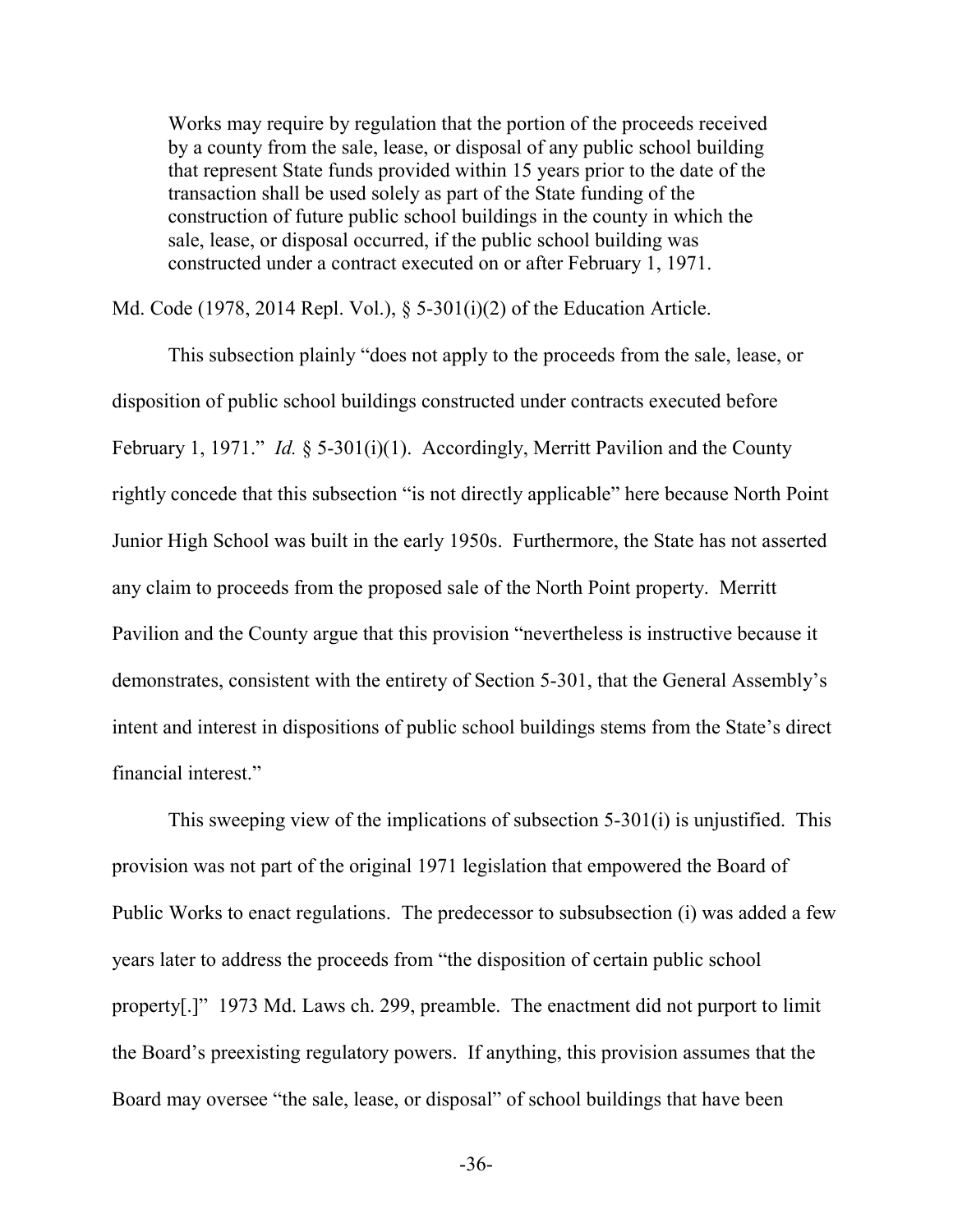> Works may require by regulation that the portion of the proceeds received by a county from the sale, lease, or disposal of any public school building that represent State funds provided within 15 years prior to the date of the transaction shall be used solely as part of the State funding of the construction of future public school buildings in the county in which the sale, lease, or disposal occurred, if the public school building was constructed under a contract executed on or after February 1, 1971.

Md. Code (1978, 2014 Repl. Vol.), § 5-301(i)(2) of the Education Article.

This subsection plainly "does not apply to the proceeds from the sale, lease, or disposition of public school buildings constructed under contracts executed before February 1, 1971." *Id.* § 5-301(i)(1). Accordingly, Merritt Pavilion and the County rightly concede that this subsection "is not directly applicable" here because North Point Junior High School was built in the early 1950s. Furthermore, the State has not asserted any claim to proceeds from the proposed sale of the North Point property. Merritt Pavilion and the County argue that this provision "nevertheless is instructive because it demonstrates, consistent with the entirety of Section 5-301, that the General Assembly's intent and interest in dispositions of public school buildings stems from the State's direct financial interest."

This sweeping view of the implications of subsection 5-301(i) is unjustified. This provision was not part of the original 1971 legislation that empowered the Board of Public Works to enact regulations. The predecessor to subsubsection (i) was added a few years later to address the proceeds from "the disposition of certain public school property[.]" 1973 Md. Laws ch. 299, preamble. The enactment did not purport to limit the Board's preexisting regulatory powers. If anything, this provision assumes that the Board may oversee "the sale, lease, or disposal" of school buildings that have been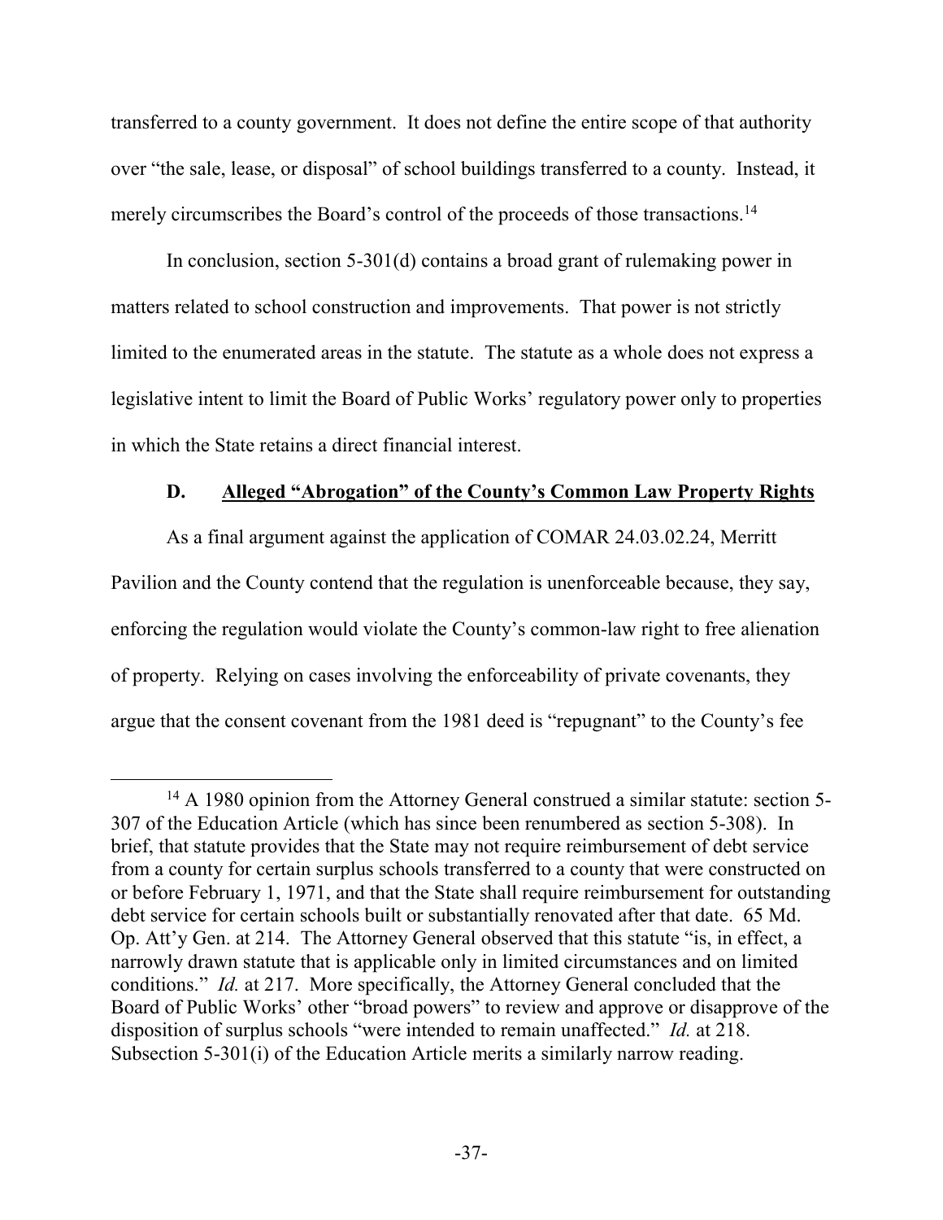transferred to a county government. It does not define the entire scope of that authority over "the sale, lease, or disposal" of school buildings transferred to a county. Instead, it merely circumscribes the Board's control of the proceeds of those transactions.[14]

In conclusion, section 5-301(d) contains a broad grant of rulemaking power in matters related to school construction and improvements. That power is not strictly limited to the enumerated areas in the statute. The statute as a whole does not express a legislative intent to limit the Board of Public Works' regulatory power only to properties in which the State retains a direct financial interest.

### D. Alleged "Abrogation" of the County's Common Law Property Rights

As a final argument against the application of COMAR 24.03.02.24, Merritt Pavilion and the County contend that the regulation is unenforceable because, they say, enforcing the regulation would violate the County's common-law right to free alienation of property. Relying on cases involving the enforceability of private covenants, they argue that the consent covenant from the 1981 deed is "repugnant" to the County's fee

---

[14] A 1980 opinion from the Attorney General construed a similar statute: section 5-307 of the Education Article (which has since been renumbered as section 5-308). In brief, that statute provides that the State may not require reimbursement of debt service from a county for certain surplus schools transferred to a county that were constructed on or before February 1, 1971, and that the State shall require reimbursement for outstanding debt service for certain schools built or substantially renovated after that date. 65 Md. Op. Att'y Gen. at 214. The Attorney General observed that this statute "is, in effect, a narrowly drawn statute that is applicable only in limited circumstances and on limited conditions." *Id.* at 217. More specifically, the Attorney General concluded that the Board of Public Works' other "broad powers" to review and approve or disapprove of the disposition of surplus schools "were intended to remain unaffected." *Id.* at 218. Subsection 5-301(i) of the Education Article merits a similarly narrow reading.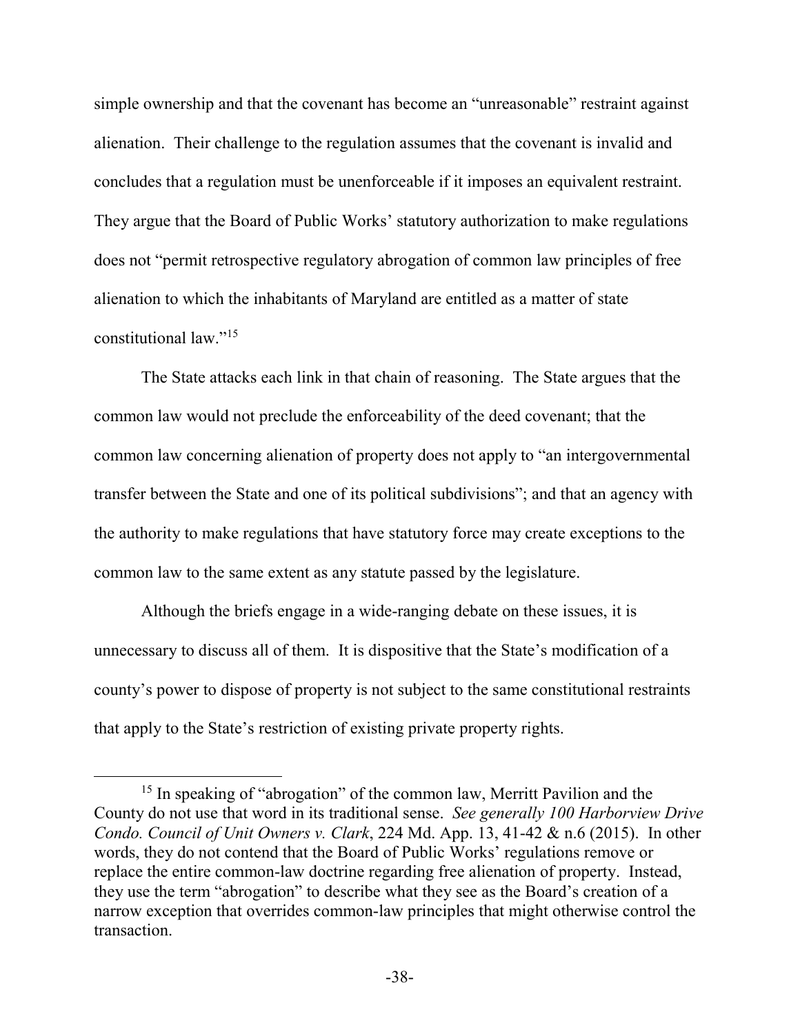simple ownership and that the covenant has become an "unreasonable" restraint against alienation. Their challenge to the regulation assumes that the covenant is invalid and concludes that a regulation must be unenforceable if it imposes an equivalent restraint. They argue that the Board of Public Works' statutory authorization to make regulations does not "permit retrospective regulatory abrogation of common law principles of free alienation to which the inhabitants of Maryland are entitled as a matter of state constitutional law."[15]

The State attacks each link in that chain of reasoning. The State argues that the common law would not preclude the enforceability of the deed covenant; that the common law concerning alienation of property does not apply to "an intergovernmental transfer between the State and one of its political subdivisions"; and that an agency with the authority to make regulations that have statutory force may create exceptions to the common law to the same extent as any statute passed by the legislature.

Although the briefs engage in a wide-ranging debate on these issues, it is unnecessary to discuss all of them. It is dispositive that the State's modification of a county's power to dispose of property is not subject to the same constitutional restraints that apply to the State's restriction of existing private property rights.

---

[15] In speaking of "abrogation" of the common law, Merritt Pavilion and the County do not use that word in its traditional sense. *See generally 100 Harborview Drive Condo. Council of Unit Owners v. Clark*, 224 Md. App. 13, 41-42 & n.6 (2015). In other words, they do not contend that the Board of Public Works' regulations remove or replace the entire common-law doctrine regarding free alienation of property. Instead, they use the term "abrogation" to describe what they see as the Board's creation of a narrow exception that overrides common-law principles that might otherwise control the transaction.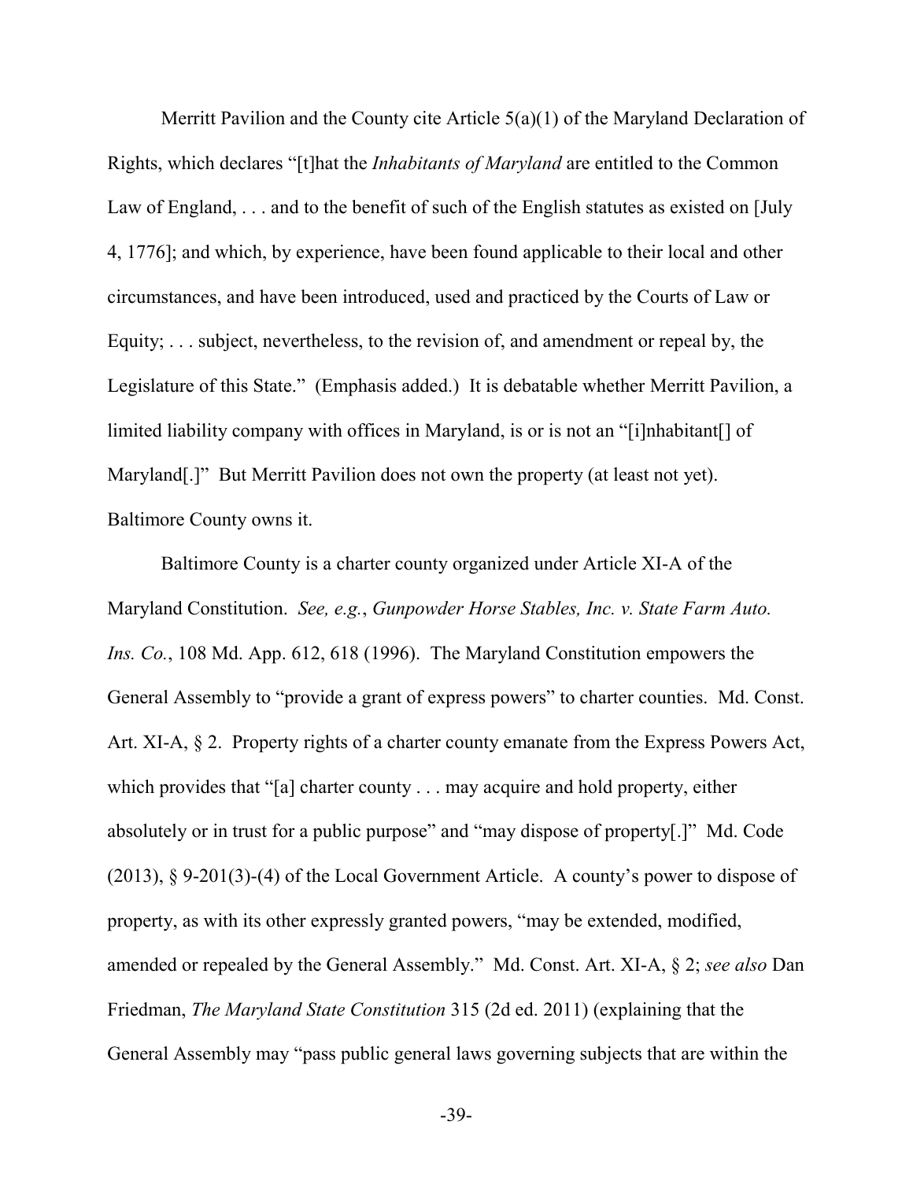Merritt Pavilion and the County cite Article 5(a)(1) of the Maryland Declaration of Rights, which declares "[t]hat the *Inhabitants of Maryland* are entitled to the Common Law of England, . . . and to the benefit of such of the English statutes as existed on [July 4, 1776]; and which, by experience, have been found applicable to their local and other circumstances, and have been introduced, used and practiced by the Courts of Law or Equity; . . . subject, nevertheless, to the revision of, and amendment or repeal by, the Legislature of this State." (Emphasis added.) It is debatable whether Merritt Pavilion, a limited liability company with offices in Maryland, is or is not an "[i]nhabitant[] of Maryland[.]" But Merritt Pavilion does not own the property (at least not yet). Baltimore County owns it.

Baltimore County is a charter county organized under Article XI-A of the Maryland Constitution. *See, e.g.*, *Gunpowder Horse Stables, Inc. v. State Farm Auto. Ins. Co.*, 108 Md. App. 612, 618 (1996). The Maryland Constitution empowers the General Assembly to "provide a grant of express powers" to charter counties. Md. Const. Art. XI-A, § 2. Property rights of a charter county emanate from the Express Powers Act, which provides that "[a] charter county . . . may acquire and hold property, either absolutely or in trust for a public purpose" and "may dispose of property[.]" Md. Code (2013), § 9-201(3)-(4) of the Local Government Article. A county's power to dispose of property, as with its other expressly granted powers, "may be extended, modified, amended or repealed by the General Assembly." Md. Const. Art. XI-A, § 2; *see also* Dan Friedman, *The Maryland State Constitution* 315 (2d ed. 2011) (explaining that the General Assembly may "pass public general laws governing subjects that are within the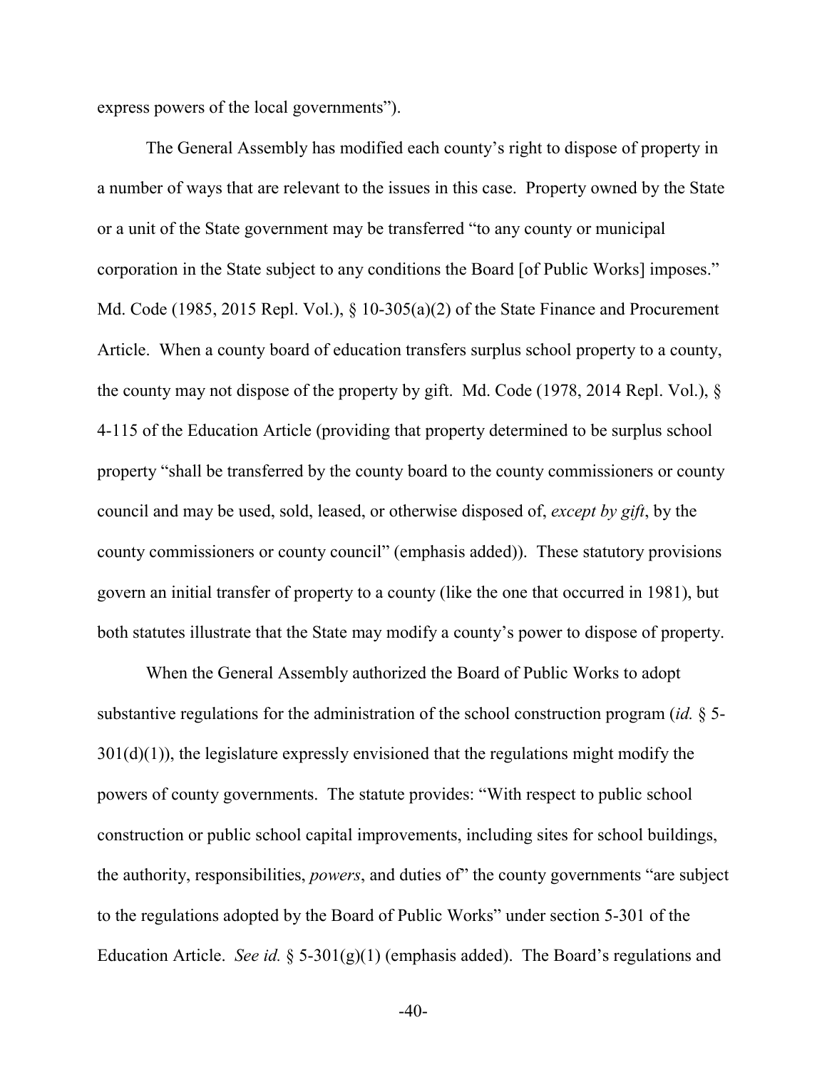express powers of the local governments").

The General Assembly has modified each county's right to dispose of property in a number of ways that are relevant to the issues in this case. Property owned by the State or a unit of the State government may be transferred "to any county or municipal corporation in the State subject to any conditions the Board [of Public Works] imposes." Md. Code (1985, 2015 Repl. Vol.), § 10-305(a)(2) of the State Finance and Procurement Article. When a county board of education transfers surplus school property to a county, the county may not dispose of the property by gift. Md. Code (1978, 2014 Repl. Vol.), § 4-115 of the Education Article (providing that property determined to be surplus school property "shall be transferred by the county board to the county commissioners or county council and may be used, sold, leased, or otherwise disposed of, *except by gift*, by the county commissioners or county council" (emphasis added)). These statutory provisions govern an initial transfer of property to a county (like the one that occurred in 1981), but both statutes illustrate that the State may modify a county's power to dispose of property.

When the General Assembly authorized the Board of Public Works to adopt substantive regulations for the administration of the school construction program (*id.* § 5-301(d)(1)), the legislature expressly envisioned that the regulations might modify the powers of county governments. The statute provides: "With respect to public school construction or public school capital improvements, including sites for school buildings, the authority, responsibilities, *powers*, and duties of" the county governments "are subject to the regulations adopted by the Board of Public Works" under section 5-301 of the Education Article. *See id.* § 5-301(g)(1) (emphasis added). The Board's regulations and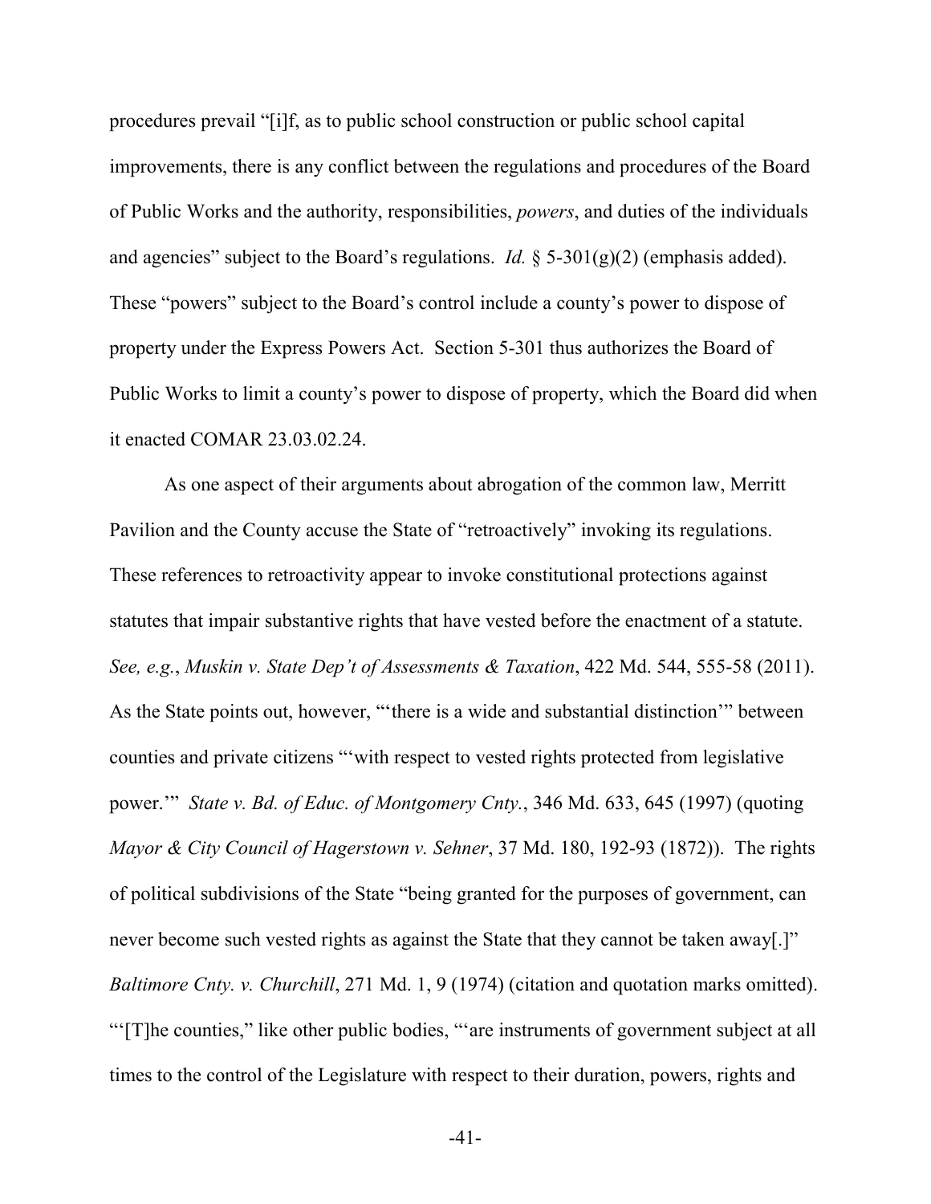procedures prevail "[i]f, as to public school construction or public school capital improvements, there is any conflict between the regulations and procedures of the Board of Public Works and the authority, responsibilities, *powers*, and duties of the individuals and agencies" subject to the Board's regulations. *Id.* § 5-301(g)(2) (emphasis added). These "powers" subject to the Board's control include a county's power to dispose of property under the Express Powers Act. Section 5-301 thus authorizes the Board of Public Works to limit a county's power to dispose of property, which the Board did when it enacted COMAR 23.03.02.24.

As one aspect of their arguments about abrogation of the common law, Merritt Pavilion and the County accuse the State of "retroactively" invoking its regulations. These references to retroactivity appear to invoke constitutional protections against statutes that impair substantive rights that have vested before the enactment of a statute. *See, e.g.*, *Muskin v. State Dep't of Assessments & Taxation*, 422 Md. 544, 555-58 (2011). As the State points out, however, "'there is a wide and substantial distinction'" between counties and private citizens "'with respect to vested rights protected from legislative power.'" *State v. Bd. of Educ. of Montgomery Cnty.*, 346 Md. 633, 645 (1997) (quoting *Mayor & City Council of Hagerstown v. Sehner*, 37 Md. 180, 192-93 (1872)). The rights of political subdivisions of the State "being granted for the purposes of government, can never become such vested rights as against the State that they cannot be taken away[.]" *Baltimore Cnty. v. Churchill*, 271 Md. 1, 9 (1974) (citation and quotation marks omitted). "'[T]he counties," like other public bodies, "'are instruments of government subject at all times to the control of the Legislature with respect to their duration, powers, rights and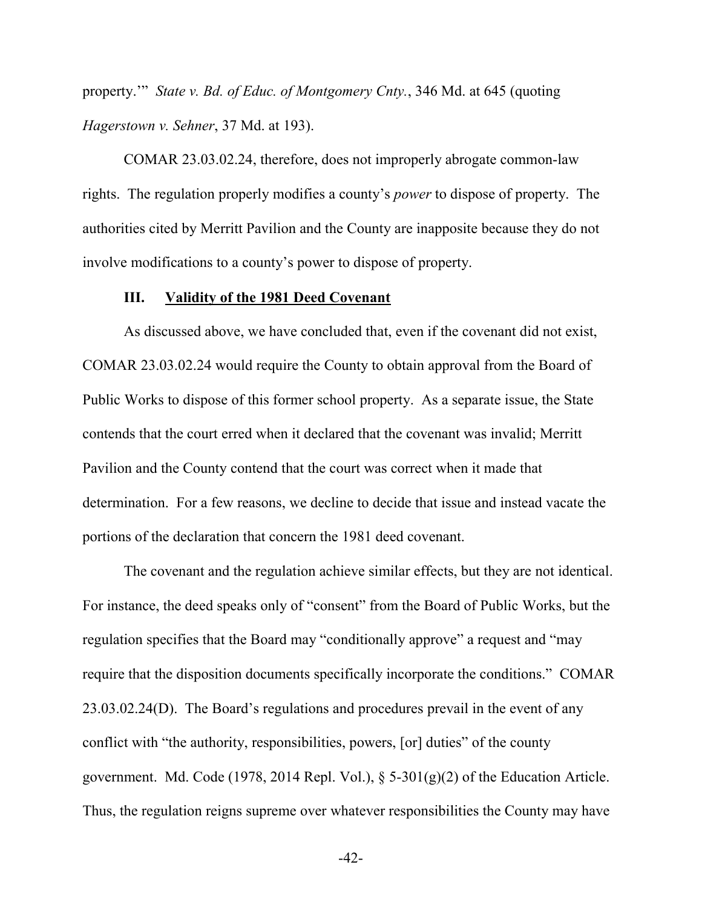property.'" *State v. Bd. of Educ. of Montgomery Cnty.*, 346 Md. at 645 (quoting *Hagerstown v. Sehner*, 37 Md. at 193).

COMAR 23.03.02.24, therefore, does not improperly abrogate common-law rights. The regulation properly modifies a county's *power* to dispose of property. The authorities cited by Merritt Pavilion and the County are inapposite because they do not involve modifications to a county's power to dispose of property.

### III. Validity of the 1981 Deed Covenant

As discussed above, we have concluded that, even if the covenant did not exist, COMAR 23.03.02.24 would require the County to obtain approval from the Board of Public Works to dispose of this former school property. As a separate issue, the State contends that the court erred when it declared that the covenant was invalid; Merritt Pavilion and the County contend that the court was correct when it made that determination. For a few reasons, we decline to decide that issue and instead vacate the portions of the declaration that concern the 1981 deed covenant.

The covenant and the regulation achieve similar effects, but they are not identical. For instance, the deed speaks only of "consent" from the Board of Public Works, but the regulation specifies that the Board may "conditionally approve" a request and "may require that the disposition documents specifically incorporate the conditions." COMAR 23.03.02.24(D). The Board's regulations and procedures prevail in the event of any conflict with "the authority, responsibilities, powers, [or] duties" of the county government. Md. Code (1978, 2014 Repl. Vol.), § 5-301(g)(2) of the Education Article. Thus, the regulation reigns supreme over whatever responsibilities the County may have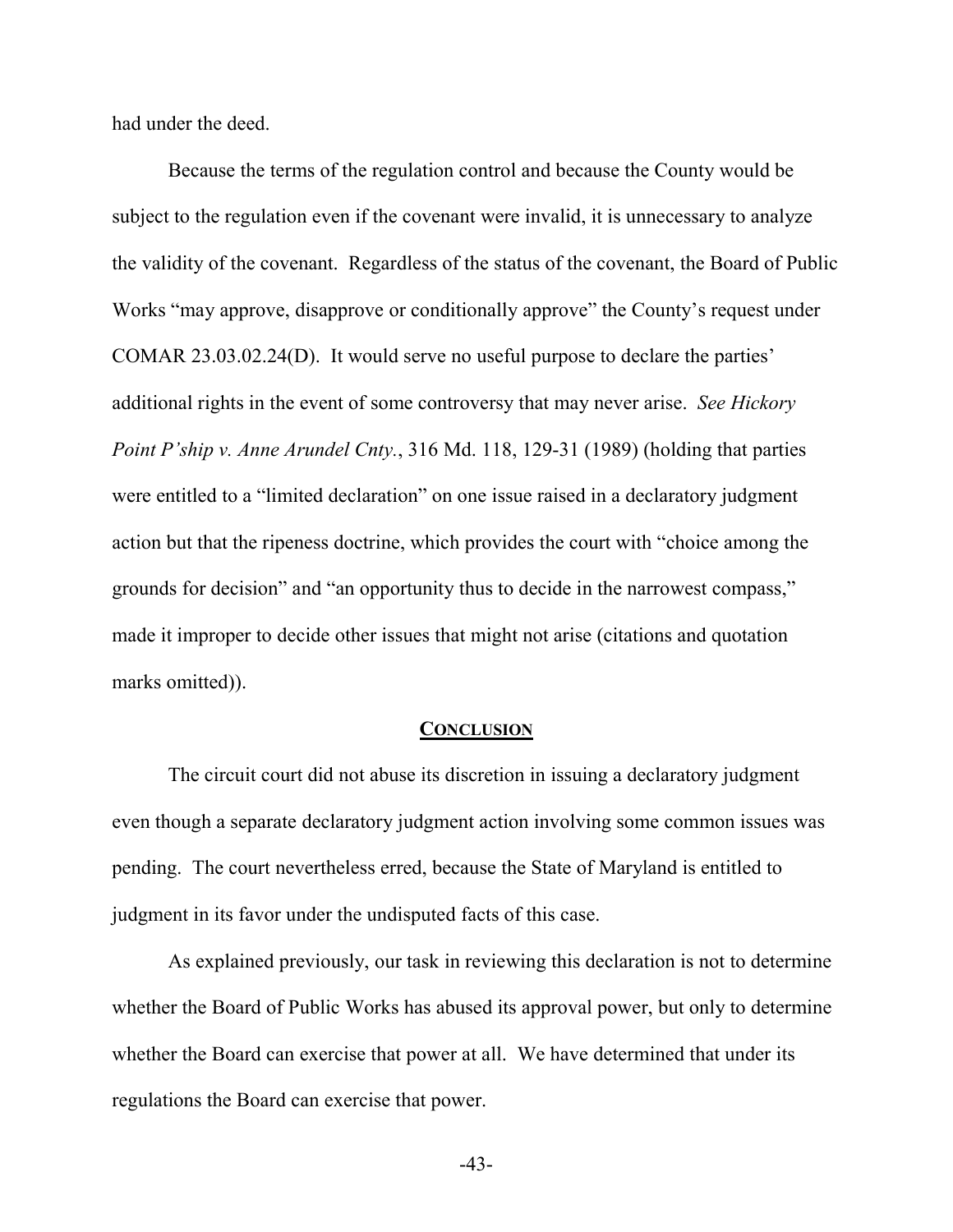had under the deed.

Because the terms of the regulation control and because the County would be subject to the regulation even if the covenant were invalid, it is unnecessary to analyze the validity of the covenant. Regardless of the status of the covenant, the Board of Public Works "may approve, disapprove or conditionally approve" the County's request under COMAR 23.03.02.24(D). It would serve no useful purpose to declare the parties' additional rights in the event of some controversy that may never arise. *See Hickory Point P'ship v. Anne Arundel Cnty.*, 316 Md. 118, 129-31 (1989) (holding that parties were entitled to a "limited declaration" on one issue raised in a declaratory judgment action but that the ripeness doctrine, which provides the court with "choice among the grounds for decision" and "an opportunity thus to decide in the narrowest compass," made it improper to decide other issues that might not arise (citations and quotation marks omitted)).

## CONCLUSION

The circuit court did not abuse its discretion in issuing a declaratory judgment even though a separate declaratory judgment action involving some common issues was pending. The court nevertheless erred, because the State of Maryland is entitled to judgment in its favor under the undisputed facts of this case.

As explained previously, our task in reviewing this declaration is not to determine whether the Board of Public Works has abused its approval power, but only to determine whether the Board can exercise that power at all. We have determined that under its regulations the Board can exercise that power.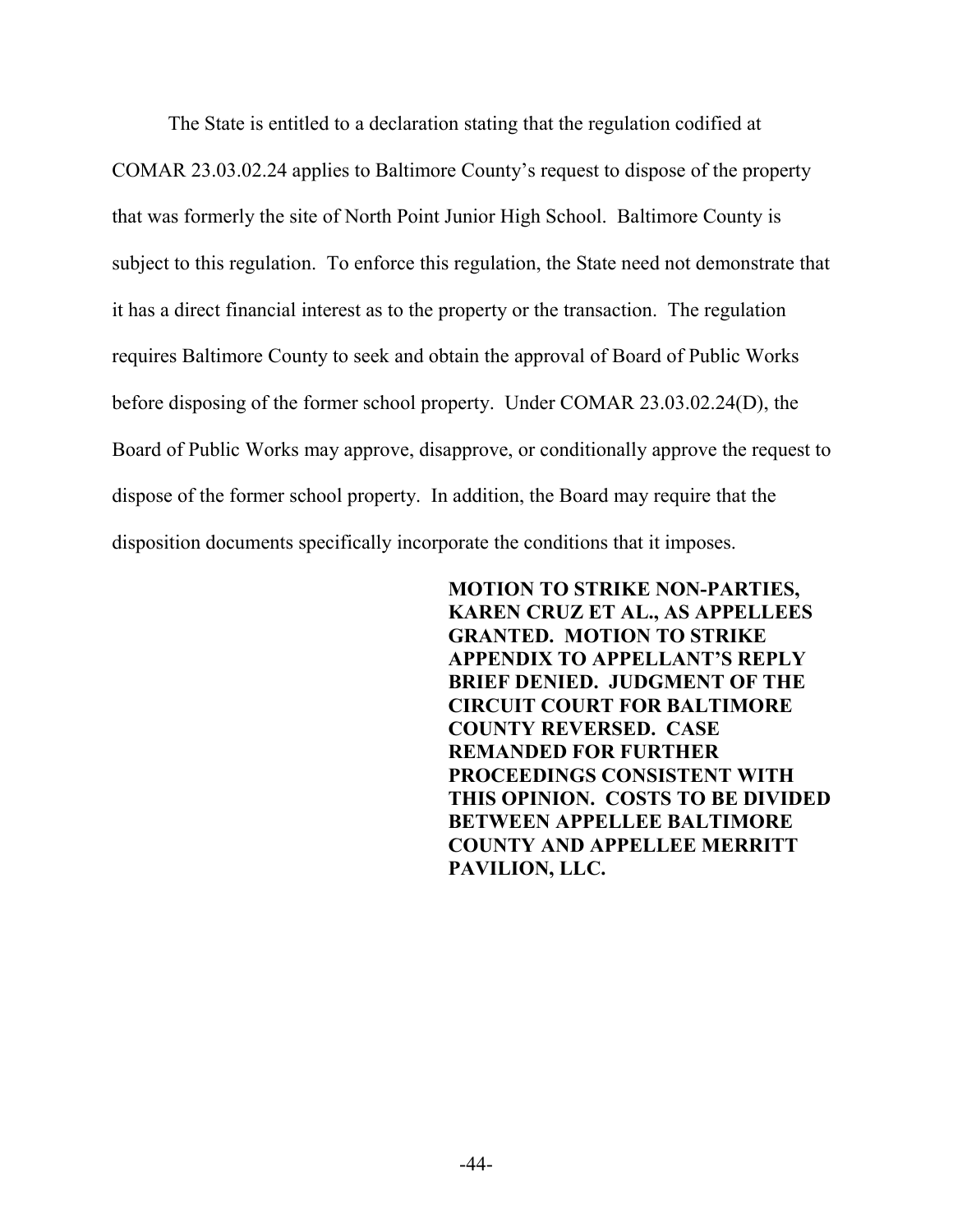The State is entitled to a declaration stating that the regulation codified at COMAR 23.03.02.24 applies to Baltimore County's request to dispose of the property that was formerly the site of North Point Junior High School. Baltimore County is subject to this regulation. To enforce this regulation, the State need not demonstrate that it has a direct financial interest as to the property or the transaction. The regulation requires Baltimore County to seek and obtain the approval of Board of Public Works before disposing of the former school property. Under COMAR 23.03.02.24(D), the Board of Public Works may approve, disapprove, or conditionally approve the request to dispose of the former school property. In addition, the Board may require that the disposition documents specifically incorporate the conditions that it imposes.

**MOTION TO STRIKE NON-PARTIES, KAREN CRUZ ET AL., AS APPELLEES GRANTED. MOTION TO STRIKE APPENDIX TO APPELLANT'S REPLY BRIEF DENIED. JUDGMENT OF THE CIRCUIT COURT FOR BALTIMORE COUNTY REVERSED. CASE REMANDED FOR FURTHER PROCEEDINGS CONSISTENT WITH THIS OPINION. COSTS TO BE DIVIDED BETWEEN APPELLEE BALTIMORE COUNTY AND APPELLEE MERRITT PAVILION, LLC.**